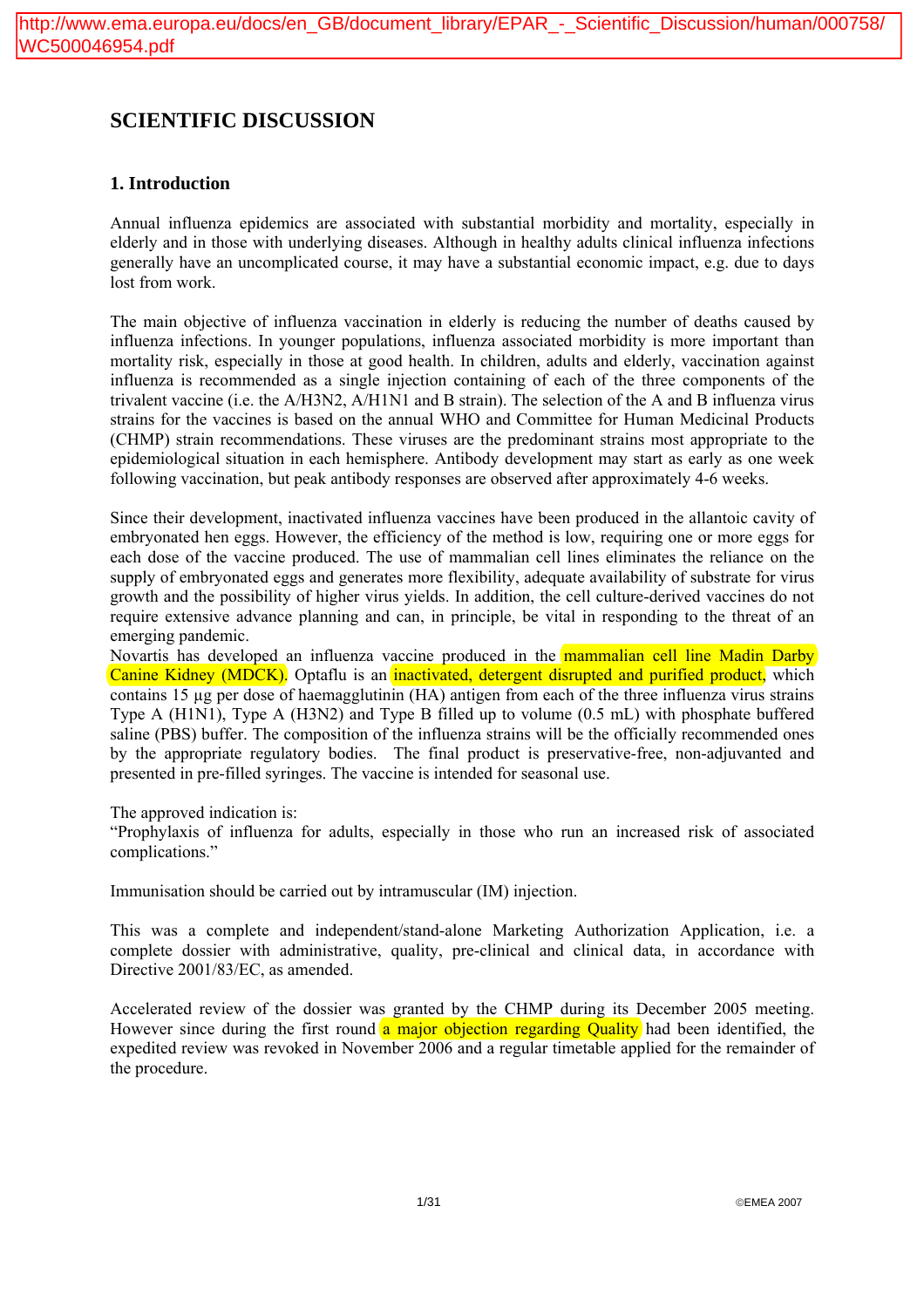http://www.ema.europa.eu/docs/en_GB/document_library/EPAR_-_Scientific_Discussion/human/000758/WC500046954.pdf

# SCIENTIFIC DISCUSSION

## 1. Introduction

Annual influenza epidemics are associated with substantial morbidity and mortality, especially in elderly and in those with underlying diseases. Although in healthy adults clinical influenza infections generally have an uncomplicated course, it may have a substantial economic impact, e.g. due to days lost from work.

The main objective of influenza vaccination in elderly is reducing the number of deaths caused by influenza infections. In younger populations, influenza associated morbidity is more important than mortality risk, especially in those at good health. In children, adults and elderly, vaccination against influenza is recommended as a single injection containing of each of the three components of the trivalent vaccine (i.e. the A/H3N2, A/H1N1 and B strain). The selection of the A and B influenza virus strains for the vaccines is based on the annual WHO and Committee for Human Medicinal Products (CHMP) strain recommendations. These viruses are the predominant strains most appropriate to the epidemiological situation in each hemisphere. Antibody development may start as early as one week following vaccination, but peak antibody responses are observed after approximately 4-6 weeks.

Since their development, inactivated influenza vaccines have been produced in the allantoic cavity of embryonated hen eggs. However, the efficiency of the method is low, requiring one or more eggs for each dose of the vaccine produced. The use of mammalian cell lines eliminates the reliance on the supply of embryonated eggs and generates more flexibility, adequate availability of substrate for virus growth and the possibility of higher virus yields. In addition, the cell culture-derived vaccines do not require extensive advance planning and can, in principle, be vital in responding to the threat of an emerging pandemic.

Novartis has developed an influenza vaccine produced in the mammalian cell line Madin Darby Canine Kidney (MDCK). Optaflu is an inactivated, detergent disrupted and purified product, which contains 15 µg per dose of haemagglutinin (HA) antigen from each of the three influenza virus strains Type A (H1N1), Type A (H3N2) and Type B filled up to volume (0.5 mL) with phosphate buffered saline (PBS) buffer. The composition of the influenza strains will be the officially recommended ones by the appropriate regulatory bodies. The final product is preservative-free, non-adjuvanted and presented in pre-filled syringes. The vaccine is intended for seasonal use.

The approved indication is:
"Prophylaxis of influenza for adults, especially in those who run an increased risk of associated complications."

Immunisation should be carried out by intramuscular (IM) injection.

This was a complete and independent/stand-alone Marketing Authorization Application, i.e. a complete dossier with administrative, quality, pre-clinical and clinical data, in accordance with Directive 2001/83/EC, as amended.

Accelerated review of the dossier was granted by the CHMP during its December 2005 meeting. However since during the first round a major objection regarding Quality had been identified, the expedited review was revoked in November 2006 and a regular timetable applied for the remainder of the procedure.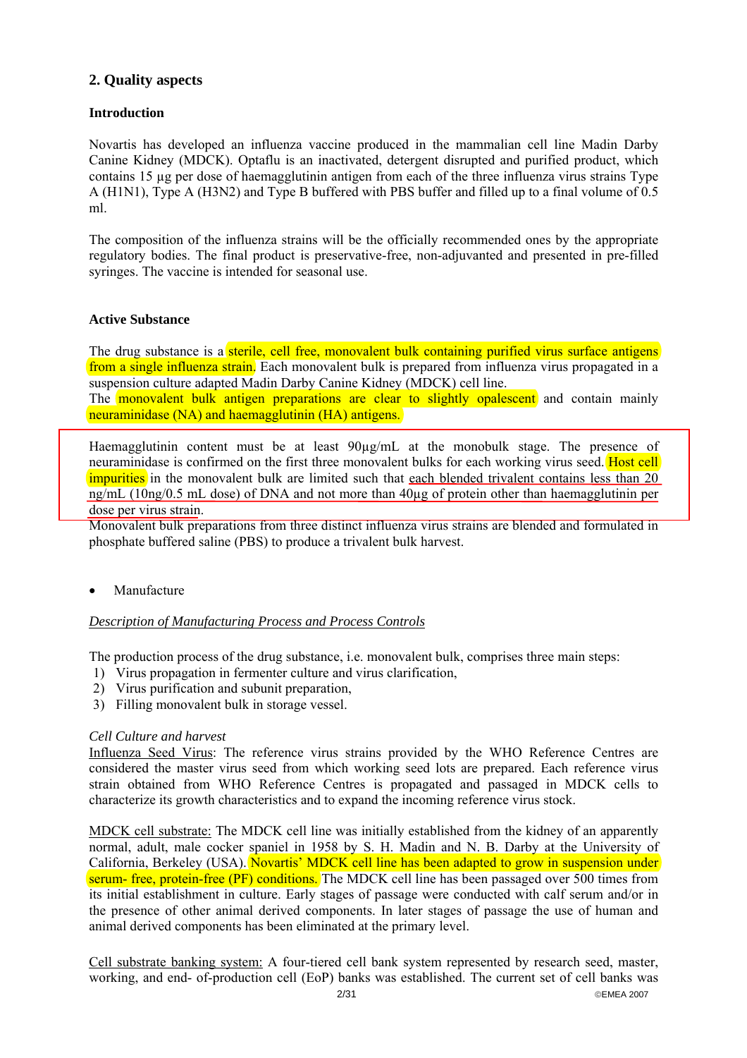## 2. Quality aspects

### Introduction

Novartis has developed an influenza vaccine produced in the mammalian cell line Madin Darby Canine Kidney (MDCK). Optaflu is an inactivated, detergent disrupted and purified product, which contains 15 µg per dose of haemagglutinin antigen from each of the three influenza virus strains Type A (H1N1), Type A (H3N2) and Type B buffered with PBS buffer and filled up to a final volume of 0.5 ml.

The composition of the influenza strains will be the officially recommended ones by the appropriate regulatory bodies. The final product is preservative-free, non-adjuvanted and presented in pre-filled syringes. The vaccine is intended for seasonal use.

### Active Substance

The drug substance is a sterile, cell free, monovalent bulk containing purified virus surface antigens from a single influenza strain. Each monovalent bulk is prepared from influenza virus propagated in a suspension culture adapted Madin Darby Canine Kidney (MDCK) cell line.
The monovalent bulk antigen preparations are clear to slightly opalescent and contain mainly neuraminidase (NA) and haemagglutinin (HA) antigens.

Haemagglutinin content must be at least 90µg/mL at the monobulk stage. The presence of neuraminidase is confirmed on the first three monovalent bulks for each working virus seed. Host cell impurities in the monovalent bulk are limited such that each blended trivalent contains less than 20 ng/mL (10ng/0.5 mL dose) of DNA and not more than 40µg of protein other than haemagglutinin per dose per virus strain.
Monovalent bulk preparations from three distinct influenza virus strains are blended and formulated in phosphate buffered saline (PBS) to produce a trivalent bulk harvest.

- Manufacture

*Description of Manufacturing Process and Process Controls*

The production process of the drug substance, i.e. monovalent bulk, comprises three main steps:
1) Virus propagation in fermenter culture and virus clarification,
2) Virus purification and subunit preparation,
3) Filling monovalent bulk in storage vessel.

*Cell Culture and harvest*
Influenza Seed Virus: The reference virus strains provided by the WHO Reference Centres are considered the master virus seed from which working seed lots are prepared. Each reference virus strain obtained from WHO Reference Centres is propagated and passaged in MDCK cells to characterize its growth characteristics and to expand the incoming reference virus stock.

MDCK cell substrate: The MDCK cell line was initially established from the kidney of an apparently normal, adult, male cocker spaniel in 1958 by S. H. Madin and N. B. Darby at the University of California, Berkeley (USA). Novartis' MDCK cell line has been adapted to grow in suspension under serum- free, protein-free (PF) conditions. The MDCK cell line has been passaged over 500 times from its initial establishment in culture. Early stages of passage were conducted with calf serum and/or in the presence of other animal derived components. In later stages of passage the use of human and animal derived components has been eliminated at the primary level.

Cell substrate banking system: A four-tiered cell bank system represented by research seed, master, working, and end- of-production cell (EoP) banks was established. The current set of cell banks was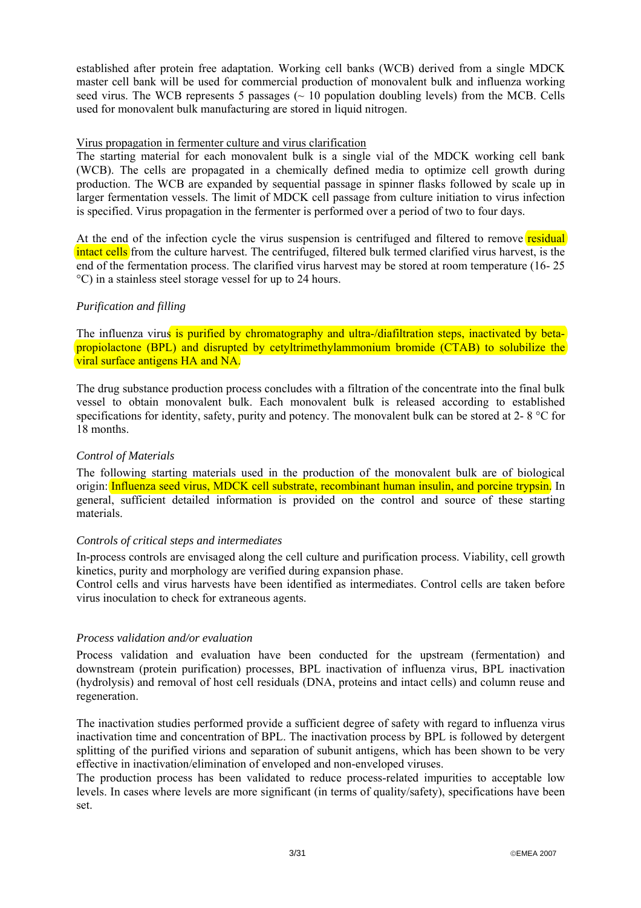established after protein free adaptation. Working cell banks (WCB) derived from a single MDCK master cell bank will be used for commercial production of monovalent bulk and influenza working seed virus. The WCB represents 5 passages (~ 10 population doubling levels) from the MCB. Cells used for monovalent bulk manufacturing are stored in liquid nitrogen.

Virus propagation in fermenter culture and virus clarification

The starting material for each monovalent bulk is a single vial of the MDCK working cell bank (WCB). The cells are propagated in a chemically defined media to optimize cell growth during production. The WCB are expanded by sequential passage in spinner flasks followed by scale up in larger fermentation vessels. The limit of MDCK cell passage from culture initiation to virus infection is specified. Virus propagation in the fermenter is performed over a period of two to four days.

At the end of the infection cycle the virus suspension is centrifuged and filtered to remove residual intact cells from the culture harvest. The centrifuged, filtered bulk termed clarified virus harvest, is the end of the fermentation process. The clarified virus harvest may be stored at room temperature (16- 25 °C) in a stainless steel storage vessel for up to 24 hours.

*Purification and filling*

The influenza virus is purified by chromatography and ultra-/diafiltration steps, inactivated by beta-propiolactone (BPL) and disrupted by cetyltrimethylammonium bromide (CTAB) to solubilize the viral surface antigens HA and NA.

The drug substance production process concludes with a filtration of the concentrate into the final bulk vessel to obtain monovalent bulk. Each monovalent bulk is released according to established specifications for identity, safety, purity and potency. The monovalent bulk can be stored at 2- 8 °C for 18 months.

*Control of Materials*

The following starting materials used in the production of the monovalent bulk are of biological origin: Influenza seed virus, MDCK cell substrate, recombinant human insulin, and porcine trypsin. In general, sufficient detailed information is provided on the control and source of these starting materials.

*Controls of critical steps and intermediates*

In-process controls are envisaged along the cell culture and purification process. Viability, cell growth kinetics, purity and morphology are verified during expansion phase.
Control cells and virus harvests have been identified as intermediates. Control cells are taken before virus inoculation to check for extraneous agents.

*Process validation and/or evaluation*

Process validation and evaluation have been conducted for the upstream (fermentation) and downstream (protein purification) processes, BPL inactivation of influenza virus, BPL inactivation (hydrolysis) and removal of host cell residuals (DNA, proteins and intact cells) and column reuse and regeneration.

The inactivation studies performed provide a sufficient degree of safety with regard to influenza virus inactivation time and concentration of BPL. The inactivation process by BPL is followed by detergent splitting of the purified virions and separation of subunit antigens, which has been shown to be very effective in inactivation/elimination of enveloped and non-enveloped viruses.
The production process has been validated to reduce process-related impurities to acceptable low levels. In cases where levels are more significant (in terms of quality/safety), specifications have been set.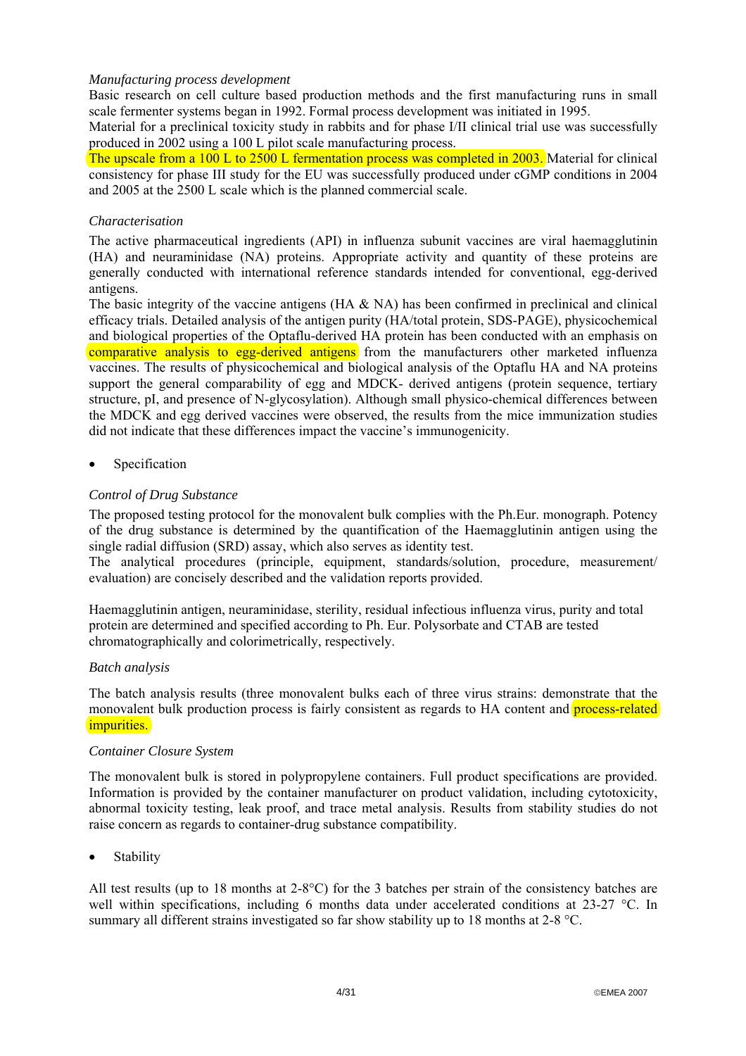*Manufacturing process development*

Basic research on cell culture based production methods and the first manufacturing runs in small scale fermenter systems began in 1992. Formal process development was initiated in 1995.

Material for a preclinical toxicity study in rabbits and for phase I/II clinical trial use was successfully produced in 2002 using a 100 L pilot scale manufacturing process.

The upscale from a 100 L to 2500 L fermentation process was completed in 2003. Material for clinical consistency for phase III study for the EU was successfully produced under cGMP conditions in 2004 and 2005 at the 2500 L scale which is the planned commercial scale.

*Characterisation*

The active pharmaceutical ingredients (API) in influenza subunit vaccines are viral haemagglutinin (HA) and neuraminidase (NA) proteins. Appropriate activity and quantity of these proteins are generally conducted with international reference standards intended for conventional, egg-derived antigens.

The basic integrity of the vaccine antigens (HA & NA) has been confirmed in preclinical and clinical efficacy trials. Detailed analysis of the antigen purity (HA/total protein, SDS-PAGE), physicochemical and biological properties of the Optaflu-derived HA protein has been conducted with an emphasis on comparative analysis to egg-derived antigens from the manufacturers other marketed influenza vaccines. The results of physicochemical and biological analysis of the Optaflu HA and NA proteins support the general comparability of egg and MDCK- derived antigens (protein sequence, tertiary structure, pI, and presence of N-glycosylation). Although small physico-chemical differences between the MDCK and egg derived vaccines were observed, the results from the mice immunization studies did not indicate that these differences impact the vaccine's immunogenicity.

- Specification

*Control of Drug Substance*

The proposed testing protocol for the monovalent bulk complies with the Ph.Eur. monograph. Potency of the drug substance is determined by the quantification of the Haemagglutinin antigen using the single radial diffusion (SRD) assay, which also serves as identity test.

The analytical procedures (principle, equipment, standards/solution, procedure, measurement/ evaluation) are concisely described and the validation reports provided.

Haemagglutinin antigen, neuraminidase, sterility, residual infectious influenza virus, purity and total protein are determined and specified according to Ph. Eur. Polysorbate and CTAB are tested chromatographically and colorimetrically, respectively.

*Batch analysis*

The batch analysis results (three monovalent bulks each of three virus strains: demonstrate that the monovalent bulk production process is fairly consistent as regards to HA content and process-related impurities.

*Container Closure System*

The monovalent bulk is stored in polypropylene containers. Full product specifications are provided. Information is provided by the container manufacturer on product validation, including cytotoxicity, abnormal toxicity testing, leak proof, and trace metal analysis. Results from stability studies do not raise concern as regards to container-drug substance compatibility.

- Stability

All test results (up to 18 months at 2-8°C) for the 3 batches per strain of the consistency batches are well within specifications, including 6 months data under accelerated conditions at 23-27 °C. In summary all different strains investigated so far show stability up to 18 months at 2-8 °C.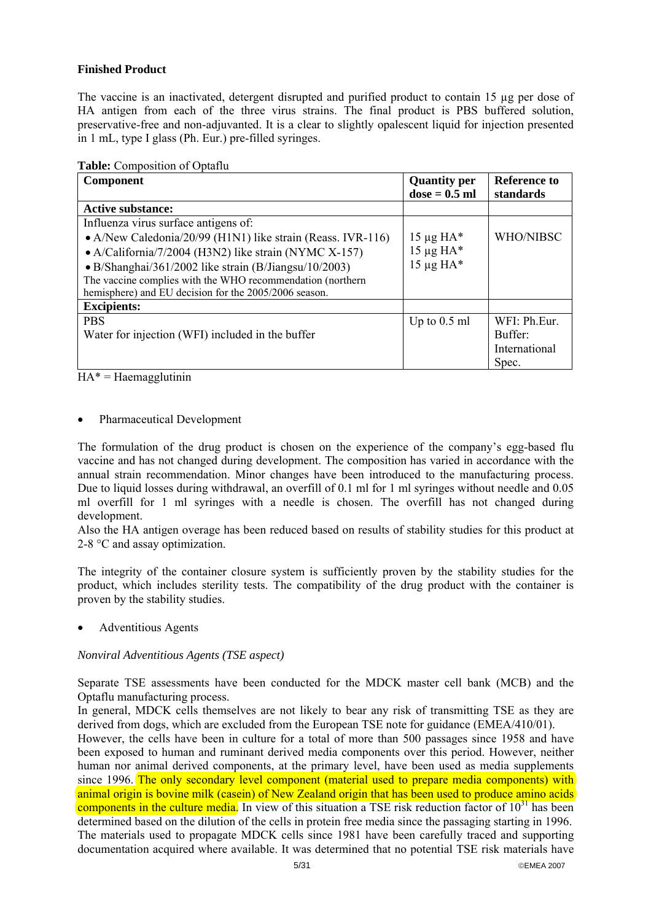**Finished Product**

The vaccine is an inactivated, detergent disrupted and purified product to contain 15 µg per dose of HA antigen from each of the three virus strains. The final product is PBS buffered solution, preservative-free and non-adjuvanted. It is a clear to slightly opalescent liquid for injection presented in 1 mL, type I glass (Ph. Eur.) pre-filled syringes.

**Table:** Composition of Optaflu

| Component | Quantity per dose = 0.5 ml | Reference to standards |
|---|---|---|
| **Active substance:** | | |
| Influenza virus surface antigens of:<br>• A/New Caledonia/20/99 (H1N1) like strain (Reass. IVR-116)<br>• A/California/7/2004 (H3N2) like strain (NYMC X-157)<br>• B/Shanghai/361/2002 like strain (B/Jiangsu/10/2003)<br>The vaccine complies with the WHO recommendation (northern hemisphere) and EU decision for the 2005/2006 season. | 15 µg HA*<br>15 µg HA*<br>15 µg HA* | WHO/NIBSC |
| **Excipients:** | | |
| PBS<br>Water for injection (WFI) included in the buffer | Up to 0.5 ml | WFI: Ph.Eur.<br>Buffer: International Spec. |

HA* = Haemagglutinin

- Pharmaceutical Development

The formulation of the drug product is chosen on the experience of the company's egg-based flu vaccine and has not changed during development. The composition has varied in accordance with the annual strain recommendation. Minor changes have been introduced to the manufacturing process. Due to liquid losses during withdrawal, an overfill of 0.1 ml for 1 ml syringes without needle and 0.05 ml overfill for 1 ml syringes with a needle is chosen. The overfill has not changed during development.
Also the HA antigen overage has been reduced based on results of stability studies for this product at 2-8 °C and assay optimization.

The integrity of the container closure system is sufficiently proven by the stability studies for the product, which includes sterility tests. The compatibility of the drug product with the container is proven by the stability studies.

- Adventitious Agents

*Nonviral Adventitious Agents (TSE aspect)*

Separate TSE assessments have been conducted for the MDCK master cell bank (MCB) and the Optaflu manufacturing process.
In general, MDCK cells themselves are not likely to bear any risk of transmitting TSE as they are derived from dogs, which are excluded from the European TSE note for guidance (EMEA/410/01).
However, the cells have been in culture for a total of more than 500 passages since 1958 and have been exposed to human and ruminant derived media components over this period. However, neither human nor animal derived components, at the primary level, have been used as media supplements since 1996. The only secondary level component (material used to prepare media components) with animal origin is bovine milk (casein) of New Zealand origin that has been used to produce amino acids components in the culture media. In view of this situation a TSE risk reduction factor of $10^{31}$ has been determined based on the dilution of the cells in protein free media since the passaging starting in 1996. The materials used to propagate MDCK cells since 1981 have been carefully traced and supporting documentation acquired where available. It was determined that no potential TSE risk materials have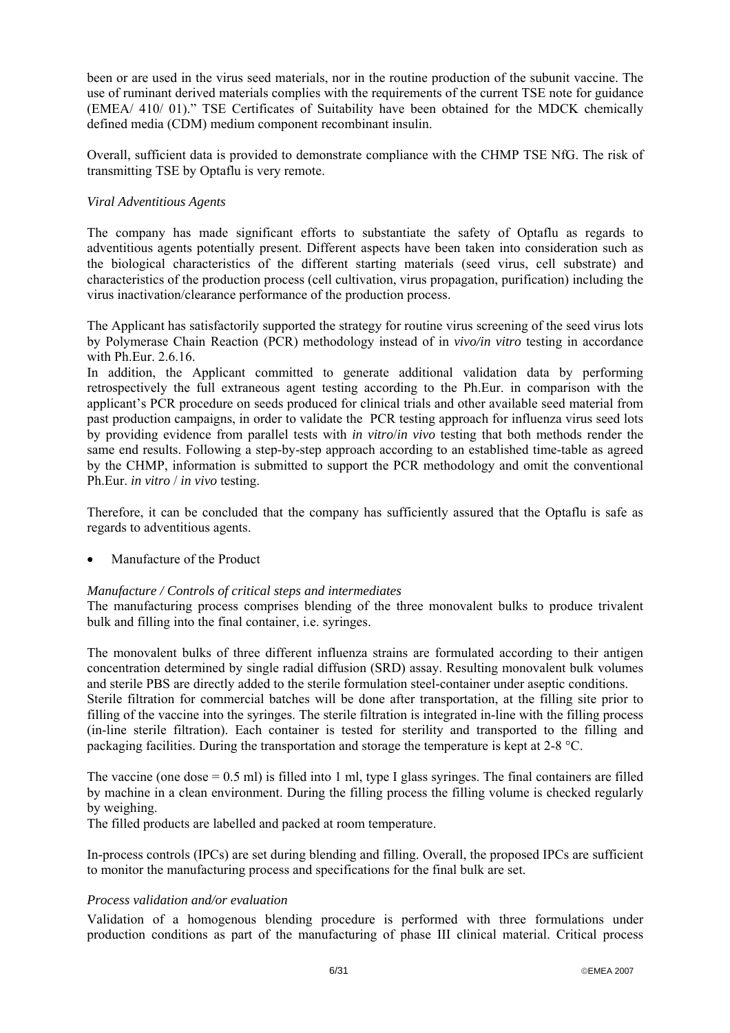been or are used in the virus seed materials, nor in the routine production of the subunit vaccine. The use of ruminant derived materials complies with the requirements of the current TSE note for guidance (EMEA/ 410/ 01)." TSE Certificates of Suitability have been obtained for the MDCK chemically defined media (CDM) medium component recombinant insulin.

Overall, sufficient data is provided to demonstrate compliance with the CHMP TSE NfG. The risk of transmitting TSE by Optaflu is very remote.

*Viral Adventitious Agents*

The company has made significant efforts to substantiate the safety of Optaflu as regards to adventitious agents potentially present. Different aspects have been taken into consideration such as the biological characteristics of the different starting materials (seed virus, cell substrate) and characteristics of the production process (cell cultivation, virus propagation, purification) including the virus inactivation/clearance performance of the production process.

The Applicant has satisfactorily supported the strategy for routine virus screening of the seed virus lots by Polymerase Chain Reaction (PCR) methodology instead of in *vivo/in vitro* testing in accordance with Ph.Eur. 2.6.16.
In addition, the Applicant committed to generate additional validation data by performing retrospectively the full extraneous agent testing according to the Ph.Eur. in comparison with the applicant's PCR procedure on seeds produced for clinical trials and other available seed material from past production campaigns, in order to validate the PCR testing approach for influenza virus seed lots by providing evidence from parallel tests with *in vitro*/*in vivo* testing that both methods render the same end results. Following a step-by-step approach according to an established time-table as agreed by the CHMP, information is submitted to support the PCR methodology and omit the conventional Ph.Eur. *in vitro* / *in vivo* testing.

Therefore, it can be concluded that the company has sufficiently assured that the Optaflu is safe as regards to adventitious agents.

- Manufacture of the Product

*Manufacture / Controls of critical steps and intermediates*
The manufacturing process comprises blending of the three monovalent bulks to produce trivalent bulk and filling into the final container, i.e. syringes.

The monovalent bulks of three different influenza strains are formulated according to their antigen concentration determined by single radial diffusion (SRD) assay. Resulting monovalent bulk volumes and sterile PBS are directly added to the sterile formulation steel-container under aseptic conditions.
Sterile filtration for commercial batches will be done after transportation, at the filling site prior to filling of the vaccine into the syringes. The sterile filtration is integrated in-line with the filling process (in-line sterile filtration). Each container is tested for sterility and transported to the filling and packaging facilities. During the transportation and storage the temperature is kept at 2-8 °C.

The vaccine (one dose = 0.5 ml) is filled into 1 ml, type I glass syringes. The final containers are filled by machine in a clean environment. During the filling process the filling volume is checked regularly by weighing.
The filled products are labelled and packed at room temperature.

In-process controls (IPCs) are set during blending and filling. Overall, the proposed IPCs are sufficient to monitor the manufacturing process and specifications for the final bulk are set.

*Process validation and/or evaluation*
Validation of a homogenous blending procedure is performed with three formulations under production conditions as part of the manufacturing of phase III clinical material. Critical process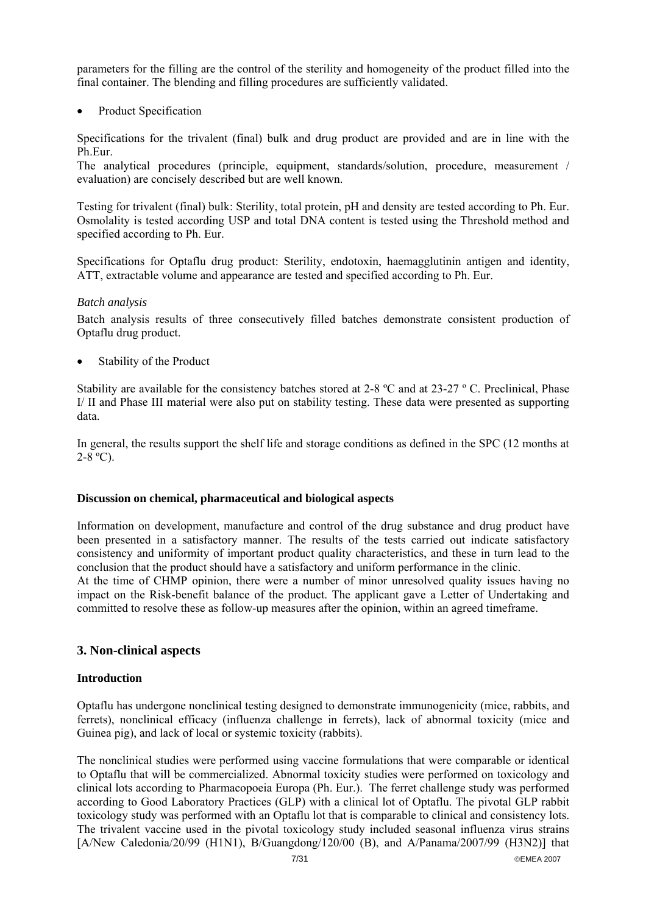parameters for the filling are the control of the sterility and homogeneity of the product filled into the final container. The blending and filling procedures are sufficiently validated.

- Product Specification

Specifications for the trivalent (final) bulk and drug product are provided and are in line with the Ph.Eur.
The analytical procedures (principle, equipment, standards/solution, procedure, measurement / evaluation) are concisely described but are well known.

Testing for trivalent (final) bulk: Sterility, total protein, pH and density are tested according to Ph. Eur. Osmolality is tested according USP and total DNA content is tested using the Threshold method and specified according to Ph. Eur.

Specifications for Optaflu drug product: Sterility, endotoxin, haemagglutinin antigen and identity, ATT, extractable volume and appearance are tested and specified according to Ph. Eur.

*Batch analysis*

Batch analysis results of three consecutively filled batches demonstrate consistent production of Optaflu drug product.

- Stability of the Product

Stability are available for the consistency batches stored at 2-8 ºC and at 23-27 º C. Preclinical, Phase I/ II and Phase III material were also put on stability testing. These data were presented as supporting data.

In general, the results support the shelf life and storage conditions as defined in the SPC (12 months at 2-8 ºC).

**Discussion on chemical, pharmaceutical and biological aspects**

Information on development, manufacture and control of the drug substance and drug product have been presented in a satisfactory manner. The results of the tests carried out indicate satisfactory consistency and uniformity of important product quality characteristics, and these in turn lead to the conclusion that the product should have a satisfactory and uniform performance in the clinic.
At the time of CHMP opinion, there were a number of minor unresolved quality issues having no impact on the Risk-benefit balance of the product. The applicant gave a Letter of Undertaking and committed to resolve these as follow-up measures after the opinion, within an agreed timeframe.

## 3. Non-clinical aspects

**Introduction**

Optaflu has undergone nonclinical testing designed to demonstrate immunogenicity (mice, rabbits, and ferrets), nonclinical efficacy (influenza challenge in ferrets), lack of abnormal toxicity (mice and Guinea pig), and lack of local or systemic toxicity (rabbits).

The nonclinical studies were performed using vaccine formulations that were comparable or identical to Optaflu that will be commercialized. Abnormal toxicity studies were performed on toxicology and clinical lots according to Pharmacopoeia Europa (Ph. Eur.). The ferret challenge study was performed according to Good Laboratory Practices (GLP) with a clinical lot of Optaflu. The pivotal GLP rabbit toxicology study was performed with an Optaflu lot that is comparable to clinical and consistency lots. The trivalent vaccine used in the pivotal toxicology study included seasonal influenza virus strains [A/New Caledonia/20/99 (H1N1), B/Guangdong/120/00 (B), and A/Panama/2007/99 (H3N2)] that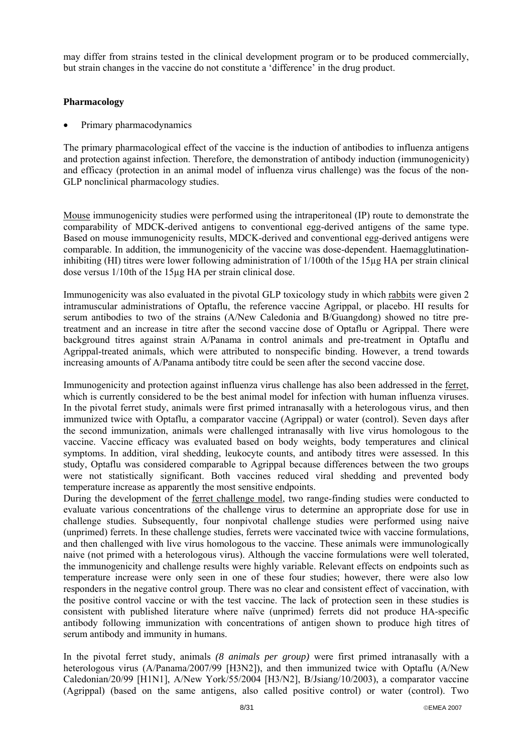may differ from strains tested in the clinical development program or to be produced commercially, but strain changes in the vaccine do not constitute a 'difference' in the drug product.

**Pharmacology**

- Primary pharmacodynamics

The primary pharmacological effect of the vaccine is the induction of antibodies to influenza antigens and protection against infection. Therefore, the demonstration of antibody induction (immunogenicity) and efficacy (protection in an animal model of influenza virus challenge) was the focus of the non-GLP nonclinical pharmacology studies.

Mouse immunogenicity studies were performed using the intraperitoneal (IP) route to demonstrate the comparability of MDCK-derived antigens to conventional egg-derived antigens of the same type. Based on mouse immunogenicity results, MDCK-derived and conventional egg-derived antigens were comparable. In addition, the immunogenicity of the vaccine was dose-dependent. Haemagglutination-inhibiting (HI) titres were lower following administration of 1/100th of the 15µg HA per strain clinical dose versus 1/10th of the 15µg HA per strain clinical dose.

Immunogenicity was also evaluated in the pivotal GLP toxicology study in which rabbits were given 2 intramuscular administrations of Optaflu, the reference vaccine Agrippal, or placebo. HI results for serum antibodies to two of the strains (A/New Caledonia and B/Guangdong) showed no titre pre-treatment and an increase in titre after the second vaccine dose of Optaflu or Agrippal. There were background titres against strain A/Panama in control animals and pre-treatment in Optaflu and Agrippal-treated animals, which were attributed to nonspecific binding. However, a trend towards increasing amounts of A/Panama antibody titre could be seen after the second vaccine dose.

Immunogenicity and protection against influenza virus challenge has also been addressed in the ferret, which is currently considered to be the best animal model for infection with human influenza viruses. In the pivotal ferret study, animals were first primed intranasally with a heterologous virus, and then immunized twice with Optaflu, a comparator vaccine (Agrippal) or water (control). Seven days after the second immunization, animals were challenged intranasally with live virus homologous to the vaccine. Vaccine efficacy was evaluated based on body weights, body temperatures and clinical symptoms. In addition, viral shedding, leukocyte counts, and antibody titres were assessed. In this study, Optaflu was considered comparable to Agrippal because differences between the two groups were not statistically significant. Both vaccines reduced viral shedding and prevented body temperature increase as apparently the most sensitive endpoints.

During the development of the ferret challenge model, two range-finding studies were conducted to evaluate various concentrations of the challenge virus to determine an appropriate dose for use in challenge studies. Subsequently, four nonpivotal challenge studies were performed using naive (unprimed) ferrets. In these challenge studies, ferrets were vaccinated twice with vaccine formulations, and then challenged with live virus homologous to the vaccine. These animals were immunologically naive (not primed with a heterologous virus). Although the vaccine formulations were well tolerated, the immunogenicity and challenge results were highly variable. Relevant effects on endpoints such as temperature increase were only seen in one of these four studies; however, there were also low responders in the negative control group. There was no clear and consistent effect of vaccination, with the positive control vaccine or with the test vaccine. The lack of protection seen in these studies is consistent with published literature where naïve (unprimed) ferrets did not produce HA-specific antibody following immunization with concentrations of antigen shown to produce high titres of serum antibody and immunity in humans.

In the pivotal ferret study, animals *(8 animals per group)* were first primed intranasally with a heterologous virus (A/Panama/2007/99 [H3N2]), and then immunized twice with Optaflu (A/New Caledonian/20/99 [H1N1], A/New York/55/2004 [H3/N2], B/Jsiang/10/2003), a comparator vaccine (Agrippal) (based on the same antigens, also called positive control) or water (control). Two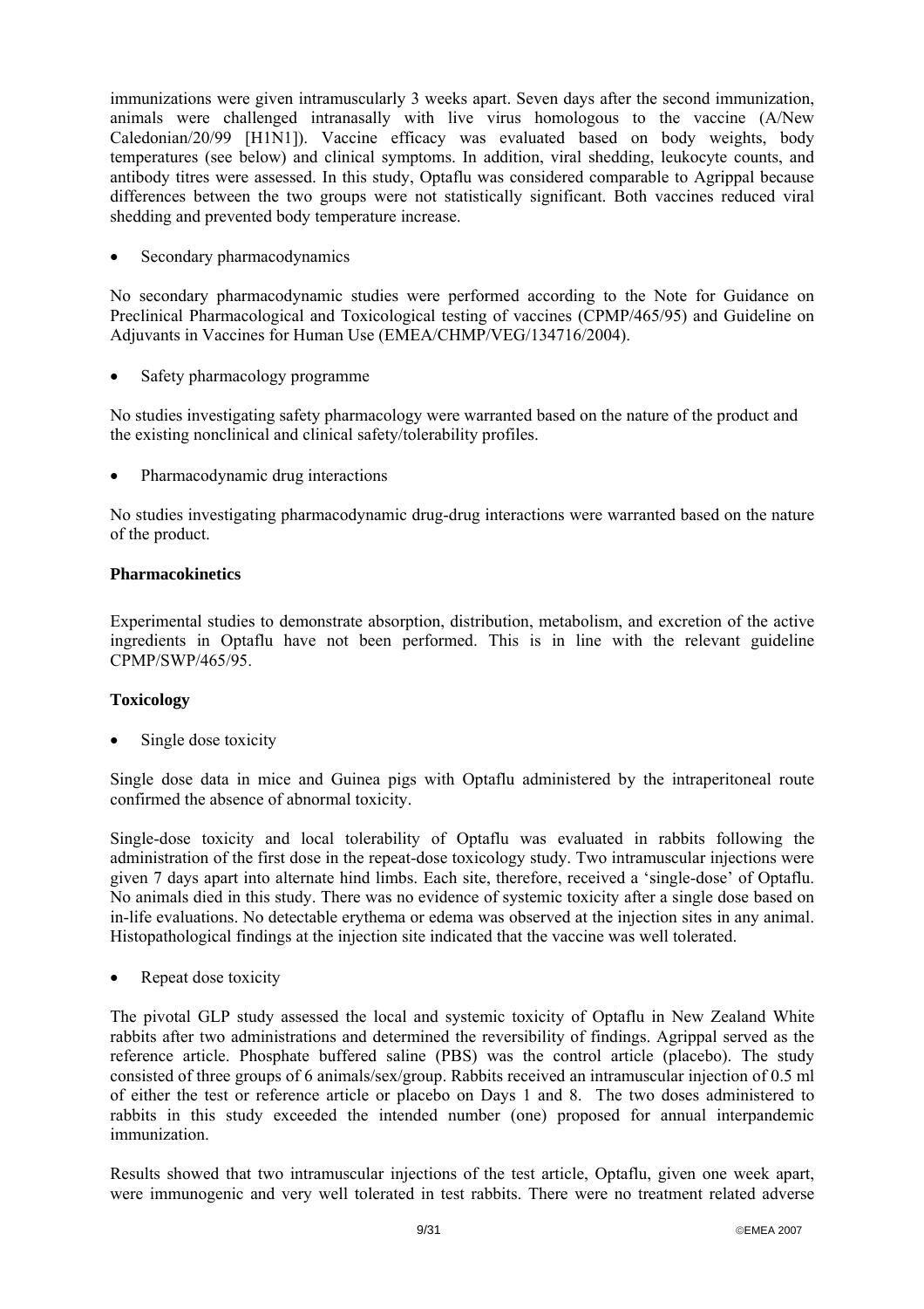immunizations were given intramuscularly 3 weeks apart. Seven days after the second immunization, animals were challenged intranasally with live virus homologous to the vaccine (A/New Caledonian/20/99 [H1N1]). Vaccine efficacy was evaluated based on body weights, body temperatures (see below) and clinical symptoms. In addition, viral shedding, leukocyte counts, and antibody titres were assessed. In this study, Optaflu was considered comparable to Agrippal because differences between the two groups were not statistically significant. Both vaccines reduced viral shedding and prevented body temperature increase.

- Secondary pharmacodynamics

No secondary pharmacodynamic studies were performed according to the Note for Guidance on Preclinical Pharmacological and Toxicological testing of vaccines (CPMP/465/95) and Guideline on Adjuvants in Vaccines for Human Use (EMEA/CHMP/VEG/134716/2004).

- Safety pharmacology programme

No studies investigating safety pharmacology were warranted based on the nature of the product and the existing nonclinical and clinical safety/tolerability profiles.

- Pharmacodynamic drug interactions

No studies investigating pharmacodynamic drug-drug interactions were warranted based on the nature of the product.

**Pharmacokinetics**

Experimental studies to demonstrate absorption, distribution, metabolism, and excretion of the active ingredients in Optaflu have not been performed. This is in line with the relevant guideline CPMP/SWP/465/95.

**Toxicology**

- Single dose toxicity

Single dose data in mice and Guinea pigs with Optaflu administered by the intraperitoneal route confirmed the absence of abnormal toxicity.

Single-dose toxicity and local tolerability of Optaflu was evaluated in rabbits following the administration of the first dose in the repeat-dose toxicology study. Two intramuscular injections were given 7 days apart into alternate hind limbs. Each site, therefore, received a 'single-dose' of Optaflu. No animals died in this study. There was no evidence of systemic toxicity after a single dose based on in-life evaluations. No detectable erythema or edema was observed at the injection sites in any animal. Histopathological findings at the injection site indicated that the vaccine was well tolerated.

- Repeat dose toxicity

The pivotal GLP study assessed the local and systemic toxicity of Optaflu in New Zealand White rabbits after two administrations and determined the reversibility of findings. Agrippal served as the reference article. Phosphate buffered saline (PBS) was the control article (placebo). The study consisted of three groups of 6 animals/sex/group. Rabbits received an intramuscular injection of 0.5 ml of either the test or reference article or placebo on Days 1 and 8. The two doses administered to rabbits in this study exceeded the intended number (one) proposed for annual interpandemic immunization.

Results showed that two intramuscular injections of the test article, Optaflu, given one week apart, were immunogenic and very well tolerated in test rabbits. There were no treatment related adverse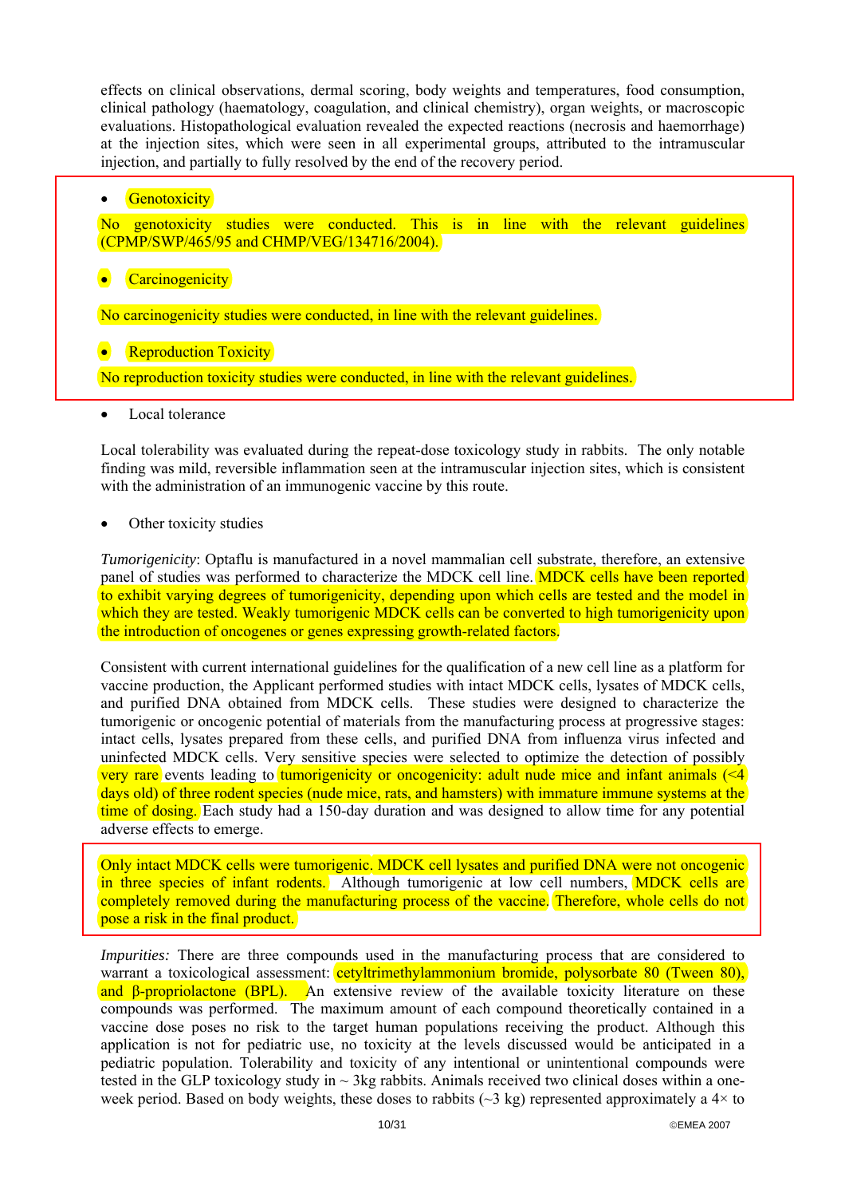effects on clinical observations, dermal scoring, body weights and temperatures, food consumption, clinical pathology (haematology, coagulation, and clinical chemistry), organ weights, or macroscopic evaluations. Histopathological evaluation revealed the expected reactions (necrosis and haemorrhage) at the injection sites, which were seen in all experimental groups, attributed to the intramuscular injection, and partially to fully resolved by the end of the recovery period.

- Genotoxicity

No genotoxicity studies were conducted. This is in line with the relevant guidelines (CPMP/SWP/465/95 and CHMP/VEG/134716/2004).

- Carcinogenicity

No carcinogenicity studies were conducted, in line with the relevant guidelines.

- Reproduction Toxicity

No reproduction toxicity studies were conducted, in line with the relevant guidelines.

- Local tolerance

Local tolerability was evaluated during the repeat-dose toxicology study in rabbits. The only notable finding was mild, reversible inflammation seen at the intramuscular injection sites, which is consistent with the administration of an immunogenic vaccine by this route.

- Other toxicity studies

*Tumorigenicity*: Optaflu is manufactured in a novel mammalian cell substrate, therefore, an extensive panel of studies was performed to characterize the MDCK cell line. MDCK cells have been reported to exhibit varying degrees of tumorigenicity, depending upon which cells are tested and the model in which they are tested. Weakly tumorigenic MDCK cells can be converted to high tumorigenicity upon the introduction of oncogenes or genes expressing growth-related factors.

Consistent with current international guidelines for the qualification of a new cell line as a platform for vaccine production, the Applicant performed studies with intact MDCK cells, lysates of MDCK cells, and purified DNA obtained from MDCK cells. These studies were designed to characterize the tumorigenic or oncogenic potential of materials from the manufacturing process at progressive stages: intact cells, lysates prepared from these cells, and purified DNA from influenza virus infected and uninfected MDCK cells. Very sensitive species were selected to optimize the detection of possibly very rare events leading to tumorigenicity or oncogenicity: adult nude mice and infant animals (<4 days old) of three rodent species (nude mice, rats, and hamsters) with immature immune systems at the time of dosing. Each study had a 150-day duration and was designed to allow time for any potential adverse effects to emerge.

Only intact MDCK cells were tumorigenic. MDCK cell lysates and purified DNA were not oncogenic in three species of infant rodents. Although tumorigenic at low cell numbers, MDCK cells are completely removed during the manufacturing process of the vaccine. Therefore, whole cells do not pose a risk in the final product.

*Impurities:* There are three compounds used in the manufacturing process that are considered to warrant a toxicological assessment: cetyltrimethylammonium bromide, polysorbate 80 (Tween 80), and β-propriolactone (BPL). An extensive review of the available toxicity literature on these compounds was performed. The maximum amount of each compound theoretically contained in a vaccine dose poses no risk to the target human populations receiving the product. Although this application is not for pediatric use, no toxicity at the levels discussed would be anticipated in a pediatric population. Tolerability and toxicity of any intentional or unintentional compounds were tested in the GLP toxicology study in ~ 3kg rabbits. Animals received two clinical doses within a one-week period. Based on body weights, these doses to rabbits (~3 kg) represented approximately a 4× to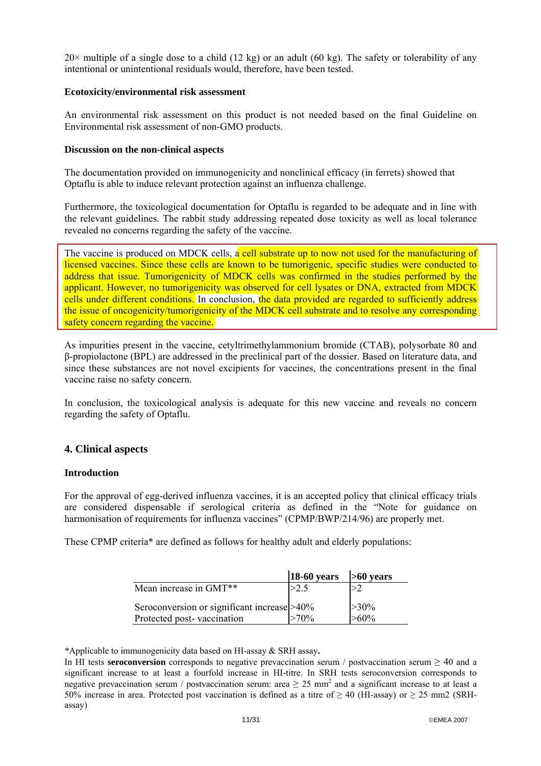20× multiple of a single dose to a child (12 kg) or an adult (60 kg). The safety or tolerability of any intentional or unintentional residuals would, therefore, have been tested.

**Ecotoxicity/environmental risk assessment**

An environmental risk assessment on this product is not needed based on the final Guideline on Environmental risk assessment of non-GMO products.

**Discussion on the non-clinical aspects**

The documentation provided on immunogenicity and nonclinical efficacy (in ferrets) showed that Optaflu is able to induce relevant protection against an influenza challenge.

Furthermore, the toxicological documentation for Optaflu is regarded to be adequate and in line with the relevant guidelines. The rabbit study addressing repeated dose toxicity as well as local tolerance revealed no concerns regarding the safety of the vaccine.

The vaccine is produced on MDCK cells, a cell substrate up to now not used for the manufacturing of licensed vaccines. Since these cells are known to be tumorigenic, specific studies were conducted to address that issue. Tumorigenicity of MDCK cells was confirmed in the studies performed by the applicant. However, no tumorigenicity was observed for cell lysates or DNA, extracted from MDCK cells under different conditions. In conclusion, the data provided are regarded to sufficiently address the issue of oncogenicity/tumorigenicity of the MDCK cell substrate and to resolve any corresponding safety concern regarding the vaccine.

As impurities present in the vaccine, cetyltrimethylammonium bromide (CTAB), polysorbate 80 and β-propiolactone (BPL) are addressed in the preclinical part of the dossier. Based on literature data, and since these substances are not novel excipients for vaccines, the concentrations present in the final vaccine raise no safety concern.

In conclusion, the toxicological analysis is adequate for this new vaccine and reveals no concern regarding the safety of Optaflu.

## 4. Clinical aspects

**Introduction**

For the approval of egg-derived influenza vaccines, it is an accepted policy that clinical efficacy trials are considered dispensable if serological criteria as defined in the "Note for guidance on harmonisation of requirements for influenza vaccines" (CPMP/BWP/214/96) are properly met.

These CPMP criteria* are defined as follows for healthy adult and elderly populations:

| | 18-60 years | >60 years |
|---|---|---|
| Mean increase in GMT** | >2.5 | >2 |
| Seroconversion or significant increase | >40% | >30% |
| Protected post- vaccination | >70% | >60% |

*Applicable to immunogenicity data based on HI-assay & SRH assay.

In HI tests **seroconversion** corresponds to negative prevaccination serum / postvaccination serum ≥ 40 and a significant increase to at least a fourfold increase in HI-titre. In SRH tests seroconversion corresponds to negative prevaccination serum / postvaccination serum: area ≥ 25 $mm^2$ and a significant increase to at least a 50% increase in area. Protected post vaccination is defined as a titre of ≥ 40 (HI-assay) or ≥ 25 mm2 (SRH-assay)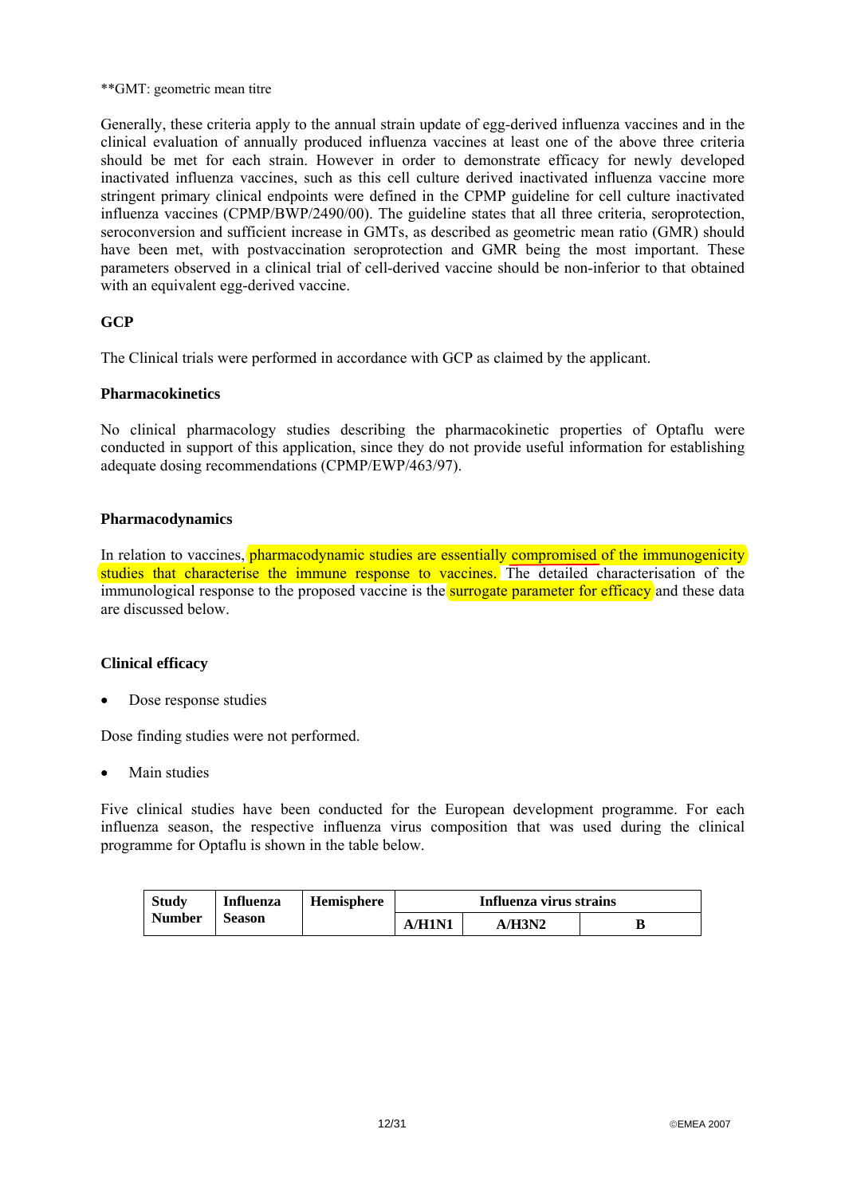**GMT: geometric mean titre

Generally, these criteria apply to the annual strain update of egg-derived influenza vaccines and in the clinical evaluation of annually produced influenza vaccines at least one of the above three criteria should be met for each strain. However in order to demonstrate efficacy for newly developed inactivated influenza vaccines, such as this cell culture derived inactivated influenza vaccine more stringent primary clinical endpoints were defined in the CPMP guideline for cell culture inactivated influenza vaccines (CPMP/BWP/2490/00). The guideline states that all three criteria, seroprotection, seroconversion and sufficient increase in GMTs, as described as geometric mean ratio (GMR) should have been met, with postvaccination seroprotection and GMR being the most important. These parameters observed in a clinical trial of cell-derived vaccine should be non-inferior to that obtained with an equivalent egg-derived vaccine.

**GCP**

The Clinical trials were performed in accordance with GCP as claimed by the applicant.

**Pharmacokinetics**

No clinical pharmacology studies describing the pharmacokinetic properties of Optaflu were conducted in support of this application, since they do not provide useful information for establishing adequate dosing recommendations (CPMP/EWP/463/97).

**Pharmacodynamics**

In relation to vaccines, pharmacodynamic studies are essentially compromised of the immunogenicity studies that characterise the immune response to vaccines. The detailed characterisation of the immunological response to the proposed vaccine is the surrogate parameter for efficacy and these data are discussed below.

**Clinical efficacy**

- Dose response studies

Dose finding studies were not performed.

- Main studies

Five clinical studies have been conducted for the European development programme. For each influenza season, the respective influenza virus composition that was used during the clinical programme for Optaflu is shown in the table below.

| Study Number | Influenza Season | Hemisphere | Influenza virus strains | | |
|---|---|---|---|---|---|
| | | | A/H1N1 | A/H3N2 | B |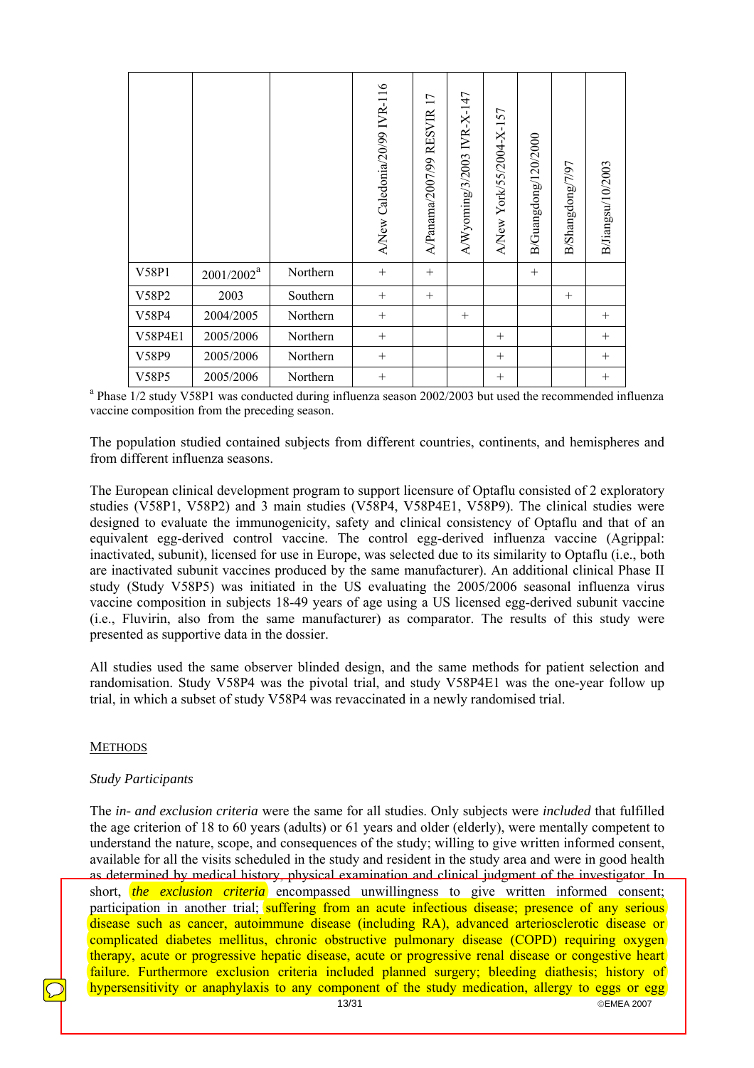| | | | A/New Caledonia/20/99 IVR-116 | A/Panama/2007/99 RESVIR 17 | A/Wyoming/3/2003 IVR-X-147 | A/New York/55/2004-X-157 | B/Guangdong/120/2000 | B/Shangdong/7/97 | B/Jiangsu/10/2003 |
|---|---|---|---|---|---|---|---|---|---|
| V58P1 | 2001/2002[a] | Northern | + | + | | | + | | |
| V58P2 | 2003 | Southern | + | + | | | | + | |
| V58P4 | 2004/2005 | Northern | + | | + | | | | + |
| V58P4E1 | 2005/2006 | Northern | + | | | + | | | + |
| V58P9 | 2005/2006 | Northern | + | | | + | | | + |
| V58P5 | 2005/2006 | Northern | + | | | + | | | + |

[a] Phase 1/2 study V58P1 was conducted during influenza season 2002/2003 but used the recommended influenza vaccine composition from the preceding season.

The population studied contained subjects from different countries, continents, and hemispheres and from different influenza seasons.

The European clinical development program to support licensure of Optaflu consisted of 2 exploratory studies (V58P1, V58P2) and 3 main studies (V58P4, V58P4E1, V58P9). The clinical studies were designed to evaluate the immunogenicity, safety and clinical consistency of Optaflu and that of an equivalent egg-derived control vaccine. The control egg-derived influenza vaccine (Agrippal: inactivated, subunit), licensed for use in Europe, was selected due to its similarity to Optaflu (i.e., both are inactivated subunit vaccines produced by the same manufacturer). An additional clinical Phase II study (Study V58P5) was initiated in the US evaluating the 2005/2006 seasonal influenza virus vaccine composition in subjects 18-49 years of age using a US licensed egg-derived subunit vaccine (i.e., Fluvirin, also from the same manufacturer) as comparator. The results of this study were presented as supportive data in the dossier.

All studies used the same observer blinded design, and the same methods for patient selection and randomisation. Study V58P4 was the pivotal trial, and study V58P4E1 was the one-year follow up trial, in which a subset of study V58P4 was revaccinated in a newly randomised trial.

METHODS

*Study Participants*

The *in- and exclusion criteria* were the same for all studies. Only subjects were *included* that fulfilled the age criterion of 18 to 60 years (adults) or 61 years and older (elderly), were mentally competent to understand the nature, scope, and consequences of the study; willing to give written informed consent, available for all the visits scheduled in the study and resident in the study area and were in good health as determined by medical history, physical examination and clinical judgment of the investigator. In short, *the exclusion criteria* encompassed unwillingness to give written informed consent; participation in another trial; suffering from an acute infectious disease; presence of any serious disease such as cancer, autoimmune disease (including RA), advanced arteriosclerotic disease or complicated diabetes mellitus, chronic obstructive pulmonary disease (COPD) requiring oxygen therapy, acute or progressive hepatic disease, acute or progressive renal disease or congestive heart failure. Furthermore exclusion criteria included planned surgery; bleeding diathesis; history of hypersensitivity or anaphylaxis to any component of the study medication, allergy to eggs or egg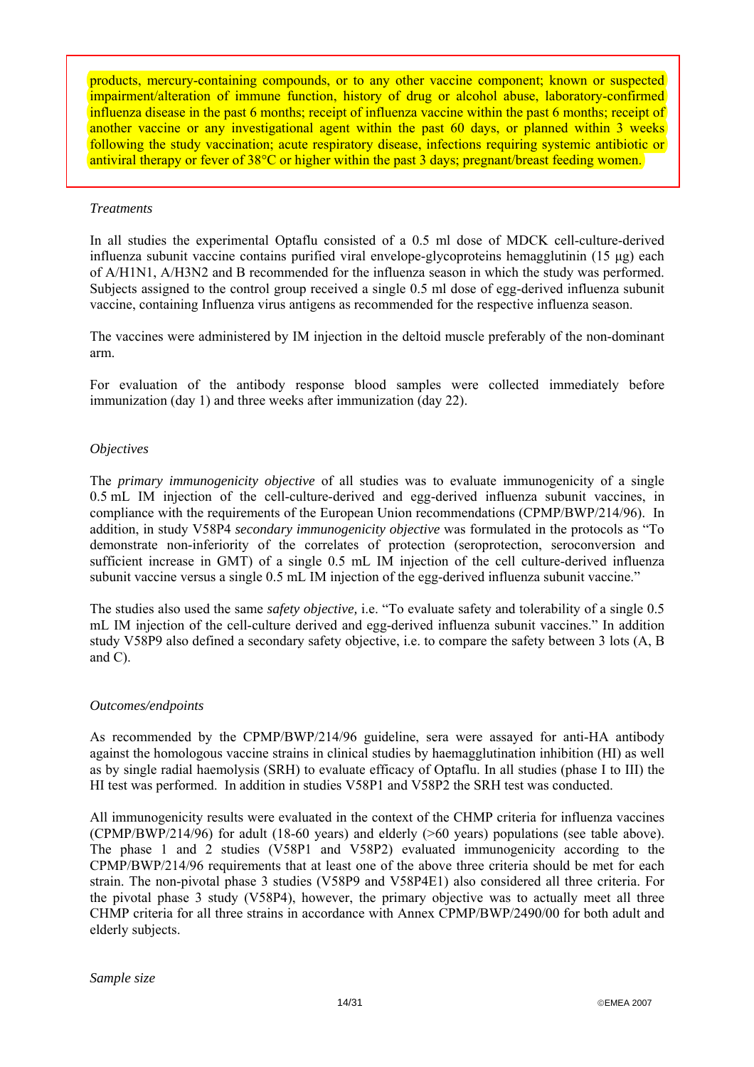products, mercury-containing compounds, or to any other vaccine component; known or suspected impairment/alteration of immune function, history of drug or alcohol abuse, laboratory-confirmed influenza disease in the past 6 months; receipt of influenza vaccine within the past 6 months; receipt of another vaccine or any investigational agent within the past 60 days, or planned within 3 weeks following the study vaccination; acute respiratory disease, infections requiring systemic antibiotic or antiviral therapy or fever of 38°C or higher within the past 3 days; pregnant/breast feeding women.

*Treatments*

In all studies the experimental Optaflu consisted of a 0.5 ml dose of MDCK cell-culture-derived influenza subunit vaccine contains purified viral envelope-glycoproteins hemagglutinin (15 µg) each of A/H1N1, A/H3N2 and B recommended for the influenza season in which the study was performed. Subjects assigned to the control group received a single 0.5 ml dose of egg-derived influenza subunit vaccine, containing Influenza virus antigens as recommended for the respective influenza season.

The vaccines were administered by IM injection in the deltoid muscle preferably of the non-dominant arm.

For evaluation of the antibody response blood samples were collected immediately before immunization (day 1) and three weeks after immunization (day 22).

*Objectives*

The *primary immunogenicity objective* of all studies was to evaluate immunogenicity of a single 0.5 mL IM injection of the cell-culture-derived and egg-derived influenza subunit vaccines, in compliance with the requirements of the European Union recommendations (CPMP/BWP/214/96). In addition, in study V58P4 *secondary immunogenicity objective* was formulated in the protocols as "To demonstrate non-inferiority of the correlates of protection (seroprotection, seroconversion and sufficient increase in GMT) of a single 0.5 mL IM injection of the cell culture-derived influenza subunit vaccine versus a single 0.5 mL IM injection of the egg-derived influenza subunit vaccine."

The studies also used the same *safety objective,* i.e. "To evaluate safety and tolerability of a single 0.5 mL IM injection of the cell-culture derived and egg-derived influenza subunit vaccines." In addition study V58P9 also defined a secondary safety objective, i.e. to compare the safety between 3 lots (A, B and C).

*Outcomes/endpoints*

As recommended by the CPMP/BWP/214/96 guideline, sera were assayed for anti-HA antibody against the homologous vaccine strains in clinical studies by haemagglutination inhibition (HI) as well as by single radial haemolysis (SRH) to evaluate efficacy of Optaflu. In all studies (phase I to III) the HI test was performed. In addition in studies V58P1 and V58P2 the SRH test was conducted.

All immunogenicity results were evaluated in the context of the CHMP criteria for influenza vaccines (CPMP/BWP/214/96) for adult (18-60 years) and elderly (>60 years) populations (see table above). The phase 1 and 2 studies (V58P1 and V58P2) evaluated immunogenicity according to the CPMP/BWP/214/96 requirements that at least one of the above three criteria should be met for each strain. The non-pivotal phase 3 studies (V58P9 and V58P4E1) also considered all three criteria. For the pivotal phase 3 study (V58P4), however, the primary objective was to actually meet all three CHMP criteria for all three strains in accordance with Annex CPMP/BWP/2490/00 for both adult and elderly subjects.

*Sample size*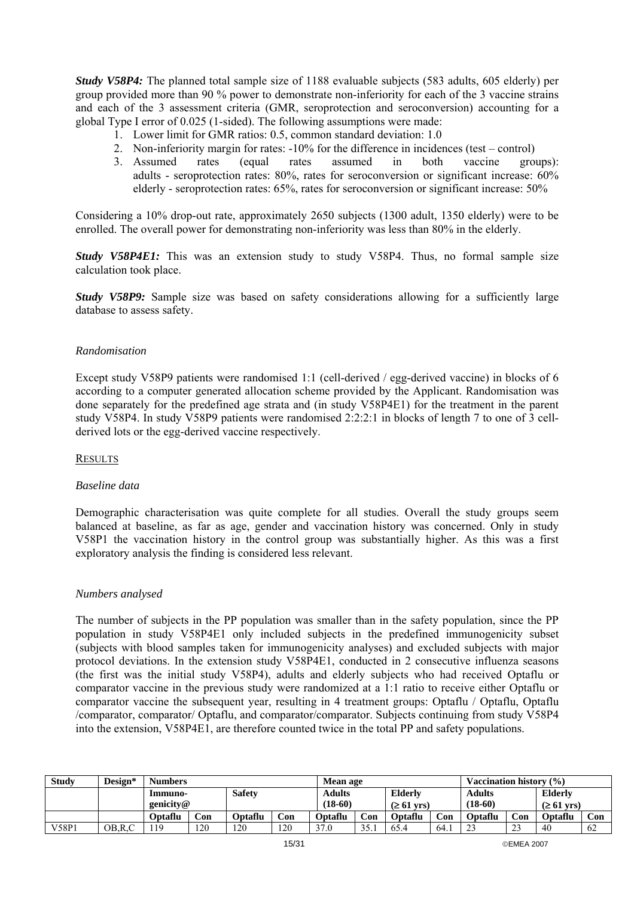***Study V58P4:*** The planned total sample size of 1188 evaluable subjects (583 adults, 605 elderly) per group provided more than 90 % power to demonstrate non-inferiority for each of the 3 vaccine strains and each of the 3 assessment criteria (GMR, seroprotection and seroconversion) accounting for a global Type I error of 0.025 (1-sided). The following assumptions were made:

1. Lower limit for GMR ratios: 0.5, common standard deviation: 1.0
2. Non-inferiority margin for rates: -10% for the difference in incidences (test – control)
3. Assumed rates (equal rates assumed in both vaccine groups): adults - seroprotection rates: 80%, rates for seroconversion or significant increase: 60% elderly - seroprotection rates: 65%, rates for seroconversion or significant increase: 50%

Considering a 10% drop-out rate, approximately 2650 subjects (1300 adult, 1350 elderly) were to be enrolled. The overall power for demonstrating non-inferiority was less than 80% in the elderly.

***Study V58P4E1:*** This was an extension study to study V58P4. Thus, no formal sample size calculation took place.

***Study V58P9:*** Sample size was based on safety considerations allowing for a sufficiently large database to assess safety.

*Randomisation*

Except study V58P9 patients were randomised 1:1 (cell-derived / egg-derived vaccine) in blocks of 6 according to a computer generated allocation scheme provided by the Applicant. Randomisation was done separately for the predefined age strata and (in study V58P4E1) for the treatment in the parent study V58P4. In study V58P9 patients were randomised 2:2:2:1 in blocks of length 7 to one of 3 cell-derived lots or the egg-derived vaccine respectively.

RESULTS

*Baseline data*

Demographic characterisation was quite complete for all studies. Overall the study groups seem balanced at baseline, as far as age, gender and vaccination history was concerned. Only in study V58P1 the vaccination history in the control group was substantially higher. As this was a first exploratory analysis the finding is considered less relevant.

*Numbers analysed*

The number of subjects in the PP population was smaller than in the safety population, since the PP population in study V58P4E1 only included subjects in the predefined immunogenicity subset (subjects with blood samples taken for immunogenicity analyses) and excluded subjects with major protocol deviations. In the extension study V58P4E1, conducted in 2 consecutive influenza seasons (the first was the initial study V58P4), adults and elderly subjects who had received Optaflu or comparator vaccine in the previous study were randomized at a 1:1 ratio to receive either Optaflu or comparator vaccine the subsequent year, resulting in 4 treatment groups: Optaflu / Optaflu, Optaflu /comparator, comparator/ Optaflu, and comparator/comparator. Subjects continuing from study V58P4 into the extension, V58P4E1, are therefore counted twice in the total PP and safety populations.

| Study | Design* | Numbers | | | | Mean age | | | | Vaccination history (%) | | | |
|---|---|---|---|---|---|---|---|---|---|---|---|---|---|
| | | Immuno-genicity@ | | Safety | | Adults (18-60) | | Elderly (≥ 61 yrs) | | Adults (18-60) | | Elderly (≥ 61 yrs) | |
| | | Optaflu | Con | Optaflu | Con | Optaflu | Con | Optaflu | Con | Optaflu | Con | Optaflu | Con |
| V58P1 | OB,R,C | 119 | 120 | 120 | 120 | 37.0 | 35.1 | 65.4 | 64.1 | 23 | 23 | 40 | 62 |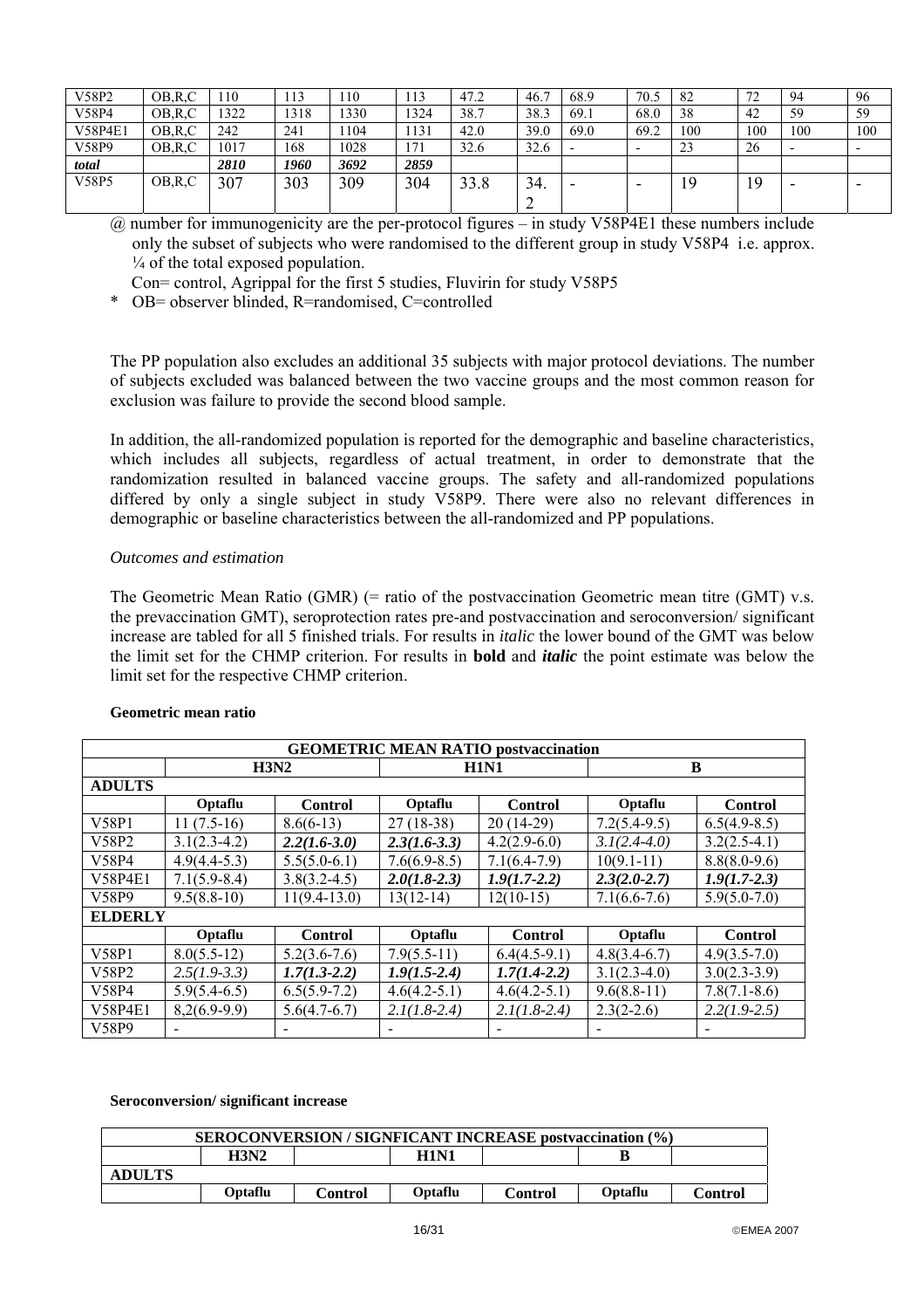| | | | | | | | | | | | | | |
|---|---|---|---|---|---|---|---|---|---|---|---|---|---|
| V58P2 | OB,R,C | 110 | 113 | 110 | 113 | 47.2 | 46.7 | 68.9 | 70.5 | 82 | 72 | 94 | 96 |
| V58P4 | OB,R,C | 1322 | 1318 | 1330 | 1324 | 38.7 | 38.3 | 69.1 | 68.0 | 38 | 42 | 59 | 59 |
| V58P4E1 | OB,R,C | 242 | 241 | 1104 | 1131 | 42.0 | 39.0 | 69.0 | 69.2 | 100 | 100 | 100 | 100 |
| V58P9 | OB,R,C | 1017 | 168 | 1028 | 171 | 32.6 | 32.6 | - | - | 23 | 26 | - | - |
| ***total*** | | ***2810*** | ***1960*** | ***3692*** | ***2859*** | | | | | | | | |
| V58P5 | OB,R,C | 307 | 303 | 309 | 304 | 33.8 | 34.2 | - | - | 19 | 19 | - | - |

@ number for immunogenicity are the per-protocol figures – in study V58P4E1 these numbers include only the subset of subjects who were randomised to the different group in study V58P4 i.e. approx. ¼ of the total exposed population.

Con= control, Agrippal for the first 5 studies, Fluvirin for study V58P5

\* OB= observer blinded, R=randomised, C=controlled

The PP population also excludes an additional 35 subjects with major protocol deviations. The number of subjects excluded was balanced between the two vaccine groups and the most common reason for exclusion was failure to provide the second blood sample.

In addition, the all-randomized population is reported for the demographic and baseline characteristics, which includes all subjects, regardless of actual treatment, in order to demonstrate that the randomization resulted in balanced vaccine groups. The safety and all-randomized populations differed by only a single subject in study V58P9. There were also no relevant differences in demographic or baseline characteristics between the all-randomized and PP populations.

*Outcomes and estimation*

The Geometric Mean Ratio (GMR) (= ratio of the postvaccination Geometric mean titre (GMT) v.s. the prevaccination GMT), seroprotection rates pre-and postvaccination and seroconversion/ significant increase are tabled for all 5 finished trials. For results in *italic* the lower bound of the GMT was below the limit set for the CHMP criterion. For results in **bold** and ***italic*** the point estimate was below the limit set for the respective CHMP criterion.

**Geometric mean ratio**

| GEOMETRIC MEAN RATIO postvaccination | | | | | | |
|---|---|---|---|---|---|---|
| | H3N2 | | H1N1 | | B | |
| **ADULTS** | | | | | | |
| | **Optaflu** | **Control** | **Optaflu** | **Control** | **Optaflu** | **Control** |
| V58P1 | 11 (7.5-16) | 8.6(6-13) | 27 (18-38) | 20 (14-29) | 7.2(5.4-9.5) | 6.5(4.9-8.5) |
| V58P2 | 3.1(2.3-4.2) | ***2.2(1.6-3.0)*** | ***2.3(1.6-3.3)*** | 4.2(2.9-6.0) | *3.1(2.4-4.0)* | 3.2(2.5-4.1) |
| V58P4 | 4.9(4.4-5.3) | 5.5(5.0-6.1) | 7.6(6.9-8.5) | 7.1(6.4-7.9) | 10(9.1-11) | 8.8(8.0-9.6) |
| V58P4E1 | 7.1(5.9-8.4) | 3.8(3.2-4.5) | ***2.0(1.8-2.3)*** | ***1.9(1.7-2.2)*** | ***2.3(2.0-2.7)*** | ***1.9(1.7-2.3)*** |
| V58P9 | 9.5(8.8-10) | 11(9.4-13.0) | 13(12-14) | 12(10-15) | 7.1(6.6-7.6) | 5.9(5.0-7.0) |
| **ELDERLY** | | | | | | |
| | **Optaflu** | **Control** | **Optaflu** | **Control** | **Optaflu** | **Control** |
| V58P1 | 8.0(5.5-12) | 5.2(3.6-7.6) | 7.9(5.5-11) | 6.4(4.5-9.1) | 4.8(3.4-6.7) | 4.9(3.5-7.0) |
| V58P2 | *2.5(1.9-3.3)* | ***1.7(1.3-2.2)*** | ***1.9(1.5-2.4)*** | ***1.7(1.4-2.2)*** | 3.1(2.3-4.0) | 3.0(2.3-3.9) |
| V58P4 | 5.9(5.4-6.5) | 6.5(5.9-7.2) | 4.6(4.2-5.1) | 4.6(4.2-5.1) | 9.6(8.8-11) | 7.8(7.1-8.6) |
| V58P4E1 | 8,2(6.9-9.9) | 5.6(4.7-6.7) | *2.1(1.8-2.4)* | *2.1(1.8-2.4)* | 2.3(2-2.6) | *2.2(1.9-2.5)* |
| V58P9 | - | - | - | - | - | - |

**Seroconversion/ significant increase**

| SEROCONVERSION / SIGNFICANT INCREASE postvaccination (%) | | | | | | |
|---|---|---|---|---|---|---|
| | H3N2 | | H1N1 | | B | |
| **ADULTS** | | | | | | |
| | **Optaflu** | **Control** | **Optaflu** | **Control** | **Optaflu** | **Control** |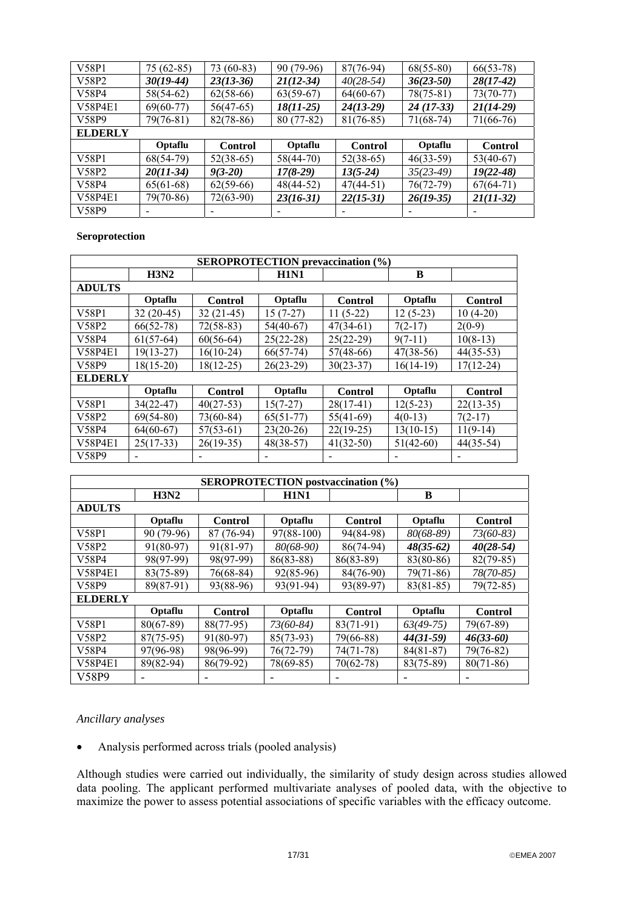| V58P1 | 75 (62-85) | 73 (60-83) | 90 (79-96) | 87(76-94) | 68(55-80) | 66(53-78) |
|---|---|---|---|---|---|---|
| V58P2 | ***30(19-44)*** | ***23(13-36)*** | ***21(12-34)*** | *40(28-54)* | ***36(23-50)*** | ***28(17-42)*** |
| V58P4 | 58(54-62) | 62(58-66) | 63(59-67) | 64(60-67) | 78(75-81) | 73(70-77) |
| V58P4E1 | 69(60-77) | 56(47-65) | ***18(11-25)*** | ***24(13-29)*** | ***24 (17-33)*** | ***21(14-29)*** |
| V58P9 | 79(76-81) | 82(78-86) | 80 (77-82) | 81(76-85) | 71(68-74) | 71(66-76) |
| **ELDERLY** | | | | | | |
| | **Optaflu** | **Control** | **Optaflu** | **Control** | **Optaflu** | **Control** |
| V58P1 | 68(54-79) | 52(38-65) | 58(44-70) | 52(38-65) | 46(33-59) | 53(40-67) |
| V58P2 | ***20(11-34)*** | ***9(3-20)*** | ***17(8-29)*** | ***13(5-24)*** | *35(23-49)* | ***19(22-48)*** |
| V58P4 | 65(61-68) | 62(59-66) | 48(44-52) | 47(44-51) | 76(72-79) | 67(64-71) |
| V58P4E1 | 79(70-86) | 72(63-90) | ***23(16-31)*** | ***22(15-31)*** | ***26(19-35)*** | ***21(11-32)*** |
| V58P9 | - | - | - | - | - | - |

**Seroprotection**

| SEROPROTECTION prevaccination (%) | | | | | | |
|---|---|---|---|---|---|---|
| | **H3N2** | | **H1N1** | | **B** | |
| **ADULTS** | | | | | | |
| | **Optaflu** | **Control** | **Optaflu** | **Control** | **Optaflu** | **Control** |
| V58P1 | 32 (20-45) | 32 (21-45) | 15 (7-27) | 11 (5-22) | 12 (5-23) | 10 (4-20) |
| V58P2 | 66(52-78) | 72(58-83) | 54(40-67) | 47(34-61) | 7(2-17) | 2(0-9) |
| V58P4 | 61(57-64) | 60(56-64) | 25(22-28) | 25(22-29) | 9(7-11) | 10(8-13) |
| V58P4E1 | 19(13-27) | 16(10-24) | 66(57-74) | 57(48-66) | 47(38-56) | 44(35-53) |
| V58P9 | 18(15-20) | 18(12-25) | 26(23-29) | 30(23-37) | 16(14-19) | 17(12-24) |
| **ELDERLY** | | | | | | |
| | **Optaflu** | **Control** | **Optaflu** | **Control** | **Optaflu** | **Control** |
| V58P1 | 34(22-47) | 40(27-53) | 15(7-27) | 28(17-41) | 12(5-23) | 22(13-35) |
| V58P2 | 69(54-80) | 73(60-84) | 65(51-77) | 55(41-69) | 4(0-13) | 7(2-17) |
| V58P4 | 64(60-67) | 57(53-61) | 23(20-26) | 22(19-25) | 13(10-15) | 11(9-14) |
| V58P4E1 | 25(17-33) | 26(19-35) | 48(38-57) | 41(32-50) | 51(42-60) | 44(35-54) |
| V58P9 | - | - | - | - | - | - |

| SEROPROTECTION postvaccination (%) | | | | | | |
|---|---|---|---|---|---|---|
| | **H3N2** | | **H1N1** | | **B** | |
| **ADULTS** | | | | | | |
| | **Optaflu** | **Control** | **Optaflu** | **Control** | **Optaflu** | **Control** |
| V58P1 | 90 (79-96) | 87 (76-94) | 97(88-100) | 94(84-98) | *80(68-89)* | *73(60-83)* |
| V58P2 | 91(80-97) | 91(81-97) | *80(68-90)* | 86(74-94) | ***48(35-62)*** | ***40(28-54)*** |
| V58P4 | 98(97-99) | 98(97-99) | 86(83-88) | 86(83-89) | 83(80-86) | 82(79-85) |
| V58P4E1 | 83(75-89) | 76(68-84) | 92(85-96) | 84(76-90) | 79(71-86) | *78(70-85)* |
| V58P9 | 89(87-91) | 93(88-96) | 93(91-94) | 93(89-97) | 83(81-85) | 79(72-85) |
| **ELDERLY** | | | | | | |
| | **Optaflu** | **Control** | **Optaflu** | **Control** | **Optaflu** | **Control** |
| V58P1 | 80(67-89) | 88(77-95) | *73(60-84)* | 83(71-91) | *63(49-75)* | 79(67-89) |
| V58P2 | 87(75-95) | 91(80-97) | 85(73-93) | 79(66-88) | ***44(31-59)*** | ***46(33-60)*** |
| V58P4 | 97(96-98) | 98(96-99) | 76(72-79) | 74(71-78) | 84(81-87) | 79(76-82) |
| V58P4E1 | 89(82-94) | 86(79-92) | 78(69-85) | 70(62-78) | 83(75-89) | 80(71-86) |
| V58P9 | - | - | - | - | - | - |

*Ancillary analyses*

- Analysis performed across trials (pooled analysis)

Although studies were carried out individually, the similarity of study design across studies allowed data pooling. The applicant performed multivariate analyses of pooled data, with the objective to maximize the power to assess potential associations of specific variables with the efficacy outcome.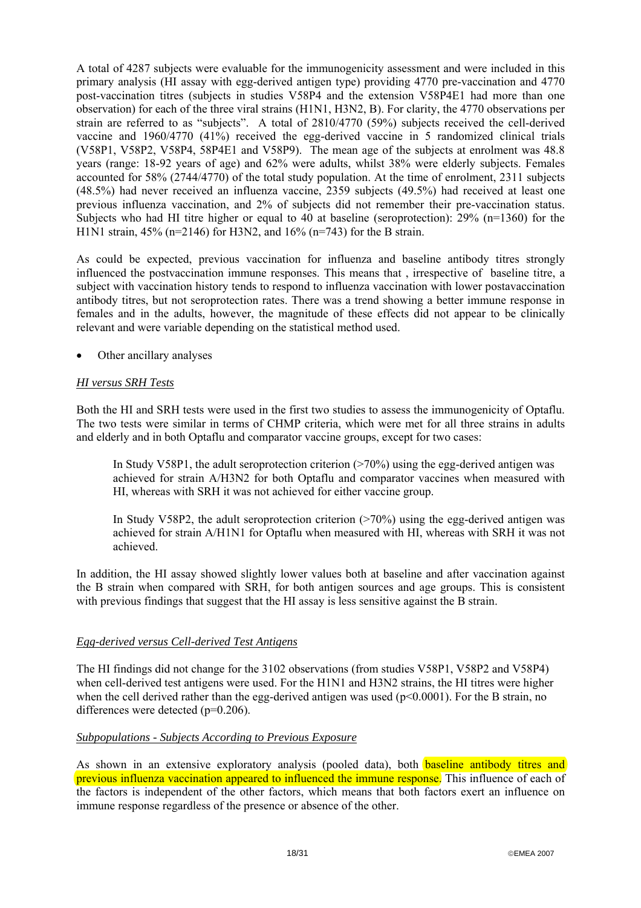A total of 4287 subjects were evaluable for the immunogenicity assessment and were included in this primary analysis (HI assay with egg-derived antigen type) providing 4770 pre-vaccination and 4770 post-vaccination titres (subjects in studies V58P4 and the extension V58P4E1 had more than one observation) for each of the three viral strains (H1N1, H3N2, B). For clarity, the 4770 observations per strain are referred to as "subjects". A total of 2810/4770 (59%) subjects received the cell-derived vaccine and 1960/4770 (41%) received the egg-derived vaccine in 5 randomized clinical trials (V58P1, V58P2, V58P4, 58P4E1 and V58P9). The mean age of the subjects at enrolment was 48.8 years (range: 18-92 years of age) and 62% were adults, whilst 38% were elderly subjects. Females accounted for 58% (2744/4770) of the total study population. At the time of enrolment, 2311 subjects (48.5%) had never received an influenza vaccine, 2359 subjects (49.5%) had received at least one previous influenza vaccination, and 2% of subjects did not remember their pre-vaccination status. Subjects who had HI titre higher or equal to 40 at baseline (seroprotection): 29% (n=1360) for the H1N1 strain, 45% (n=2146) for H3N2, and 16% (n=743) for the B strain.

As could be expected, previous vaccination for influenza and baseline antibody titres strongly influenced the postvaccination immune responses. This means that , irrespective of baseline titre, a subject with vaccination history tends to respond to influenza vaccination with lower postavaccination antibody titres, but not seroprotection rates. There was a trend showing a better immune response in females and in the adults, however, the magnitude of these effects did not appear to be clinically relevant and were variable depending on the statistical method used.

- Other ancillary analyses

*HI versus SRH Tests*

Both the HI and SRH tests were used in the first two studies to assess the immunogenicity of Optaflu. The two tests were similar in terms of CHMP criteria, which were met for all three strains in adults and elderly and in both Optaflu and comparator vaccine groups, except for two cases:

> In Study V58P1, the adult seroprotection criterion (>70%) using the egg-derived antigen was achieved for strain A/H3N2 for both Optaflu and comparator vaccines when measured with HI, whereas with SRH it was not achieved for either vaccine group.
>
> In Study V58P2, the adult seroprotection criterion (>70%) using the egg-derived antigen was achieved for strain A/H1N1 for Optaflu when measured with HI, whereas with SRH it was not achieved.

In addition, the HI assay showed slightly lower values both at baseline and after vaccination against the B strain when compared with SRH, for both antigen sources and age groups. This is consistent with previous findings that suggest that the HI assay is less sensitive against the B strain.

*Egg-derived versus Cell-derived Test Antigens*

The HI findings did not change for the 3102 observations (from studies V58P1, V58P2 and V58P4) when cell-derived test antigens were used. For the H1N1 and H3N2 strains, the HI titres were higher when the cell derived rather than the egg-derived antigen was used ($p<0.0001$). For the B strain, no differences were detected ($p=0.206$).

*Subpopulations - Subjects According to Previous Exposure*

As shown in an extensive exploratory analysis (pooled data), both baseline antibody titres and previous influenza vaccination appeared to influenced the immune response. This influence of each of the factors is independent of the other factors, which means that both factors exert an influence on immune response regardless of the presence or absence of the other.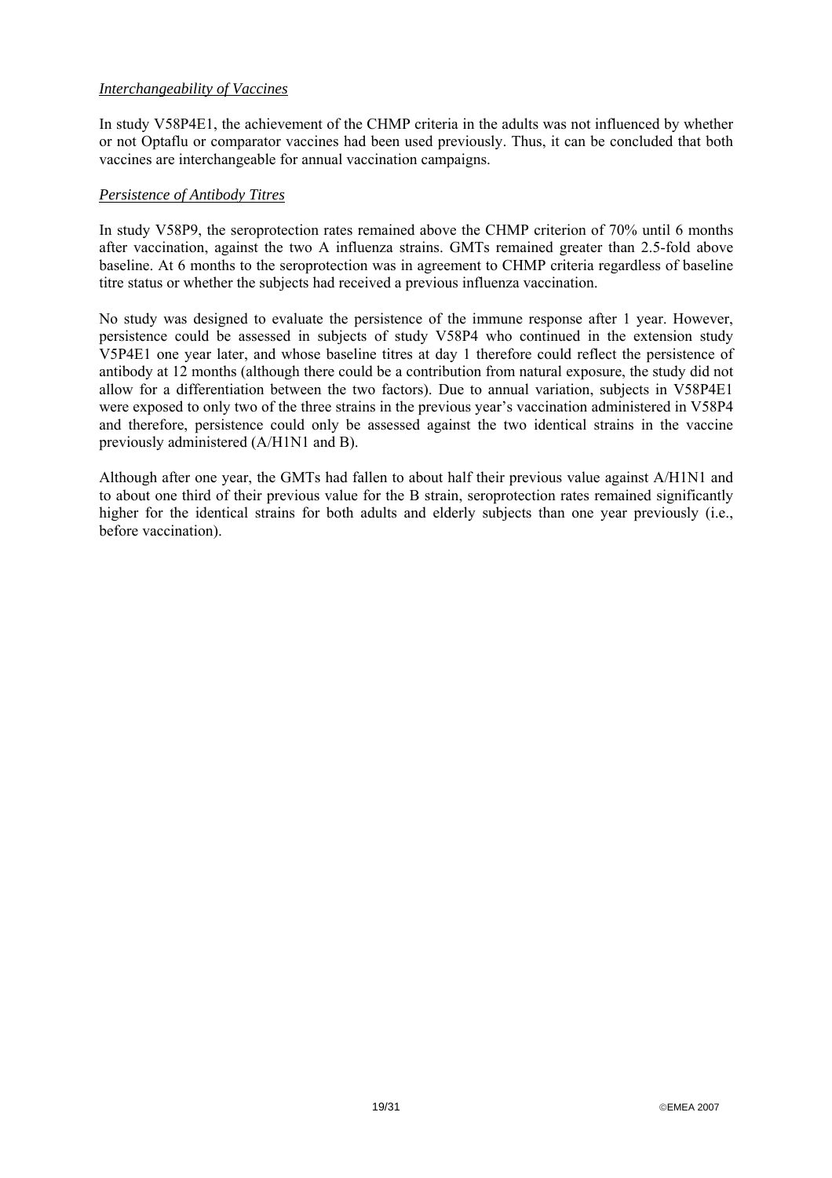*Interchangeability of Vaccines*

In study V58P4E1, the achievement of the CHMP criteria in the adults was not influenced by whether or not Optaflu or comparator vaccines had been used previously. Thus, it can be concluded that both vaccines are interchangeable for annual vaccination campaigns.

*Persistence of Antibody Titres*

In study V58P9, the seroprotection rates remained above the CHMP criterion of 70% until 6 months after vaccination, against the two A influenza strains. GMTs remained greater than 2.5-fold above baseline. At 6 months to the seroprotection was in agreement to CHMP criteria regardless of baseline titre status or whether the subjects had received a previous influenza vaccination.

No study was designed to evaluate the persistence of the immune response after 1 year. However, persistence could be assessed in subjects of study V58P4 who continued in the extension study V5P4E1 one year later, and whose baseline titres at day 1 therefore could reflect the persistence of antibody at 12 months (although there could be a contribution from natural exposure, the study did not allow for a differentiation between the two factors). Due to annual variation, subjects in V58P4E1 were exposed to only two of the three strains in the previous year's vaccination administered in V58P4 and therefore, persistence could only be assessed against the two identical strains in the vaccine previously administered (A/H1N1 and B).

Although after one year, the GMTs had fallen to about half their previous value against A/H1N1 and to about one third of their previous value for the B strain, seroprotection rates remained significantly higher for the identical strains for both adults and elderly subjects than one year previously (i.e., before vaccination).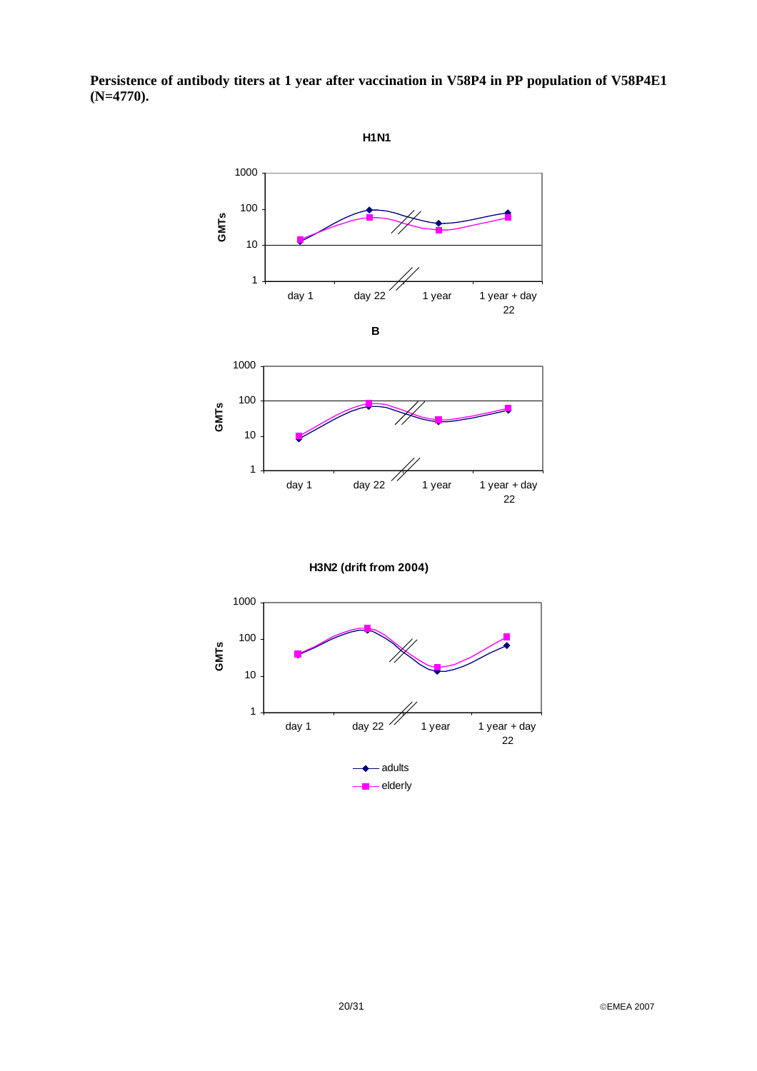**Persistence of antibody titers at 1 year after vaccination in V58P4 in PP population of V58P4E1 (N=4770).**

H1N1

B

H3N2 (drift from 2004)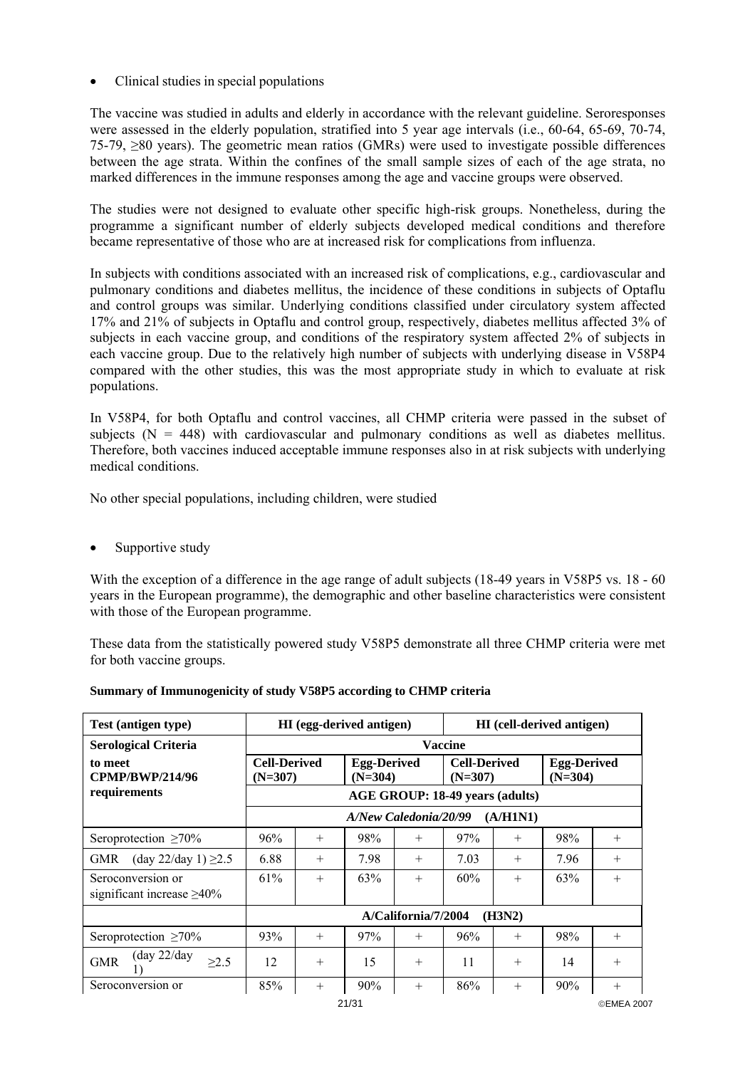- Clinical studies in special populations

The vaccine was studied in adults and elderly in accordance with the relevant guideline. Seroresponses were assessed in the elderly population, stratified into 5 year age intervals (i.e., 60-64, 65-69, 70-74, 75-79, ≥80 years). The geometric mean ratios (GMRs) were used to investigate possible differences between the age strata. Within the confines of the small sample sizes of each of the age strata, no marked differences in the immune responses among the age and vaccine groups were observed.

The studies were not designed to evaluate other specific high-risk groups. Nonetheless, during the programme a significant number of elderly subjects developed medical conditions and therefore became representative of those who are at increased risk for complications from influenza.

In subjects with conditions associated with an increased risk of complications, e.g., cardiovascular and pulmonary conditions and diabetes mellitus, the incidence of these conditions in subjects of Optaflu and control groups was similar. Underlying conditions classified under circulatory system affected 17% and 21% of subjects in Optaflu and control group, respectively, diabetes mellitus affected 3% of subjects in each vaccine group, and conditions of the respiratory system affected 2% of subjects in each vaccine group. Due to the relatively high number of subjects with underlying disease in V58P4 compared with the other studies, this was the most appropriate study in which to evaluate at risk populations.

In V58P4, for both Optaflu and control vaccines, all CHMP criteria were passed in the subset of subjects (N = 448) with cardiovascular and pulmonary conditions as well as diabetes mellitus. Therefore, both vaccines induced acceptable immune responses also in at risk subjects with underlying medical conditions.

No other special populations, including children, were studied

- Supportive study

With the exception of a difference in the age range of adult subjects (18-49 years in V58P5 vs. 18 - 60 years in the European programme), the demographic and other baseline characteristics were consistent with those of the European programme.

These data from the statistically powered study V58P5 demonstrate all three CHMP criteria were met for both vaccine groups.

**Summary of Immunogenicity of study V58P5 according to CHMP criteria**

| **Test (antigen type)** | **HI (egg-derived antigen)** | | | | **HI (cell-derived antigen)** | | | |
|---|---|---|---|---|---|---|---|---|
| **Serological Criteria** | **Vaccine** | | | | | | | |
| **to meet CPMP/BWP/214/96 requirements** | **Cell-Derived (N=307)** | | **Egg-Derived (N=304)** | | **Cell-Derived (N=307)** | | **Egg-Derived (N=304)** | |
| | **AGE GROUP: 18-49 years (adults)** | | | | | | | |
| | ***A/New Caledonia/20/99* (A/H1N1)** | | | | | | | |
| Seroprotection ≥70% | 96% | + | 98% | + | 97% | + | 98% | + |
| GMR (day 22/day 1) ≥2.5 | 6.88 | + | 7.98 | + | 7.03 | + | 7.96 | + |
| Seroconversion or significant increase ≥40% | 61% | + | 63% | + | 60% | + | 63% | + |
| | **A/California/7/2004 (H3N2)** | | | | | | | |
| Seroprotection ≥70% | 93% | + | 97% | + | 96% | + | 98% | + |
| GMR (day 22/day 1) ≥2.5 | 12 | + | 15 | + | 11 | + | 14 | + |
| Seroconversion or | 85% | + | 90% | + | 86% | + | 90% | + |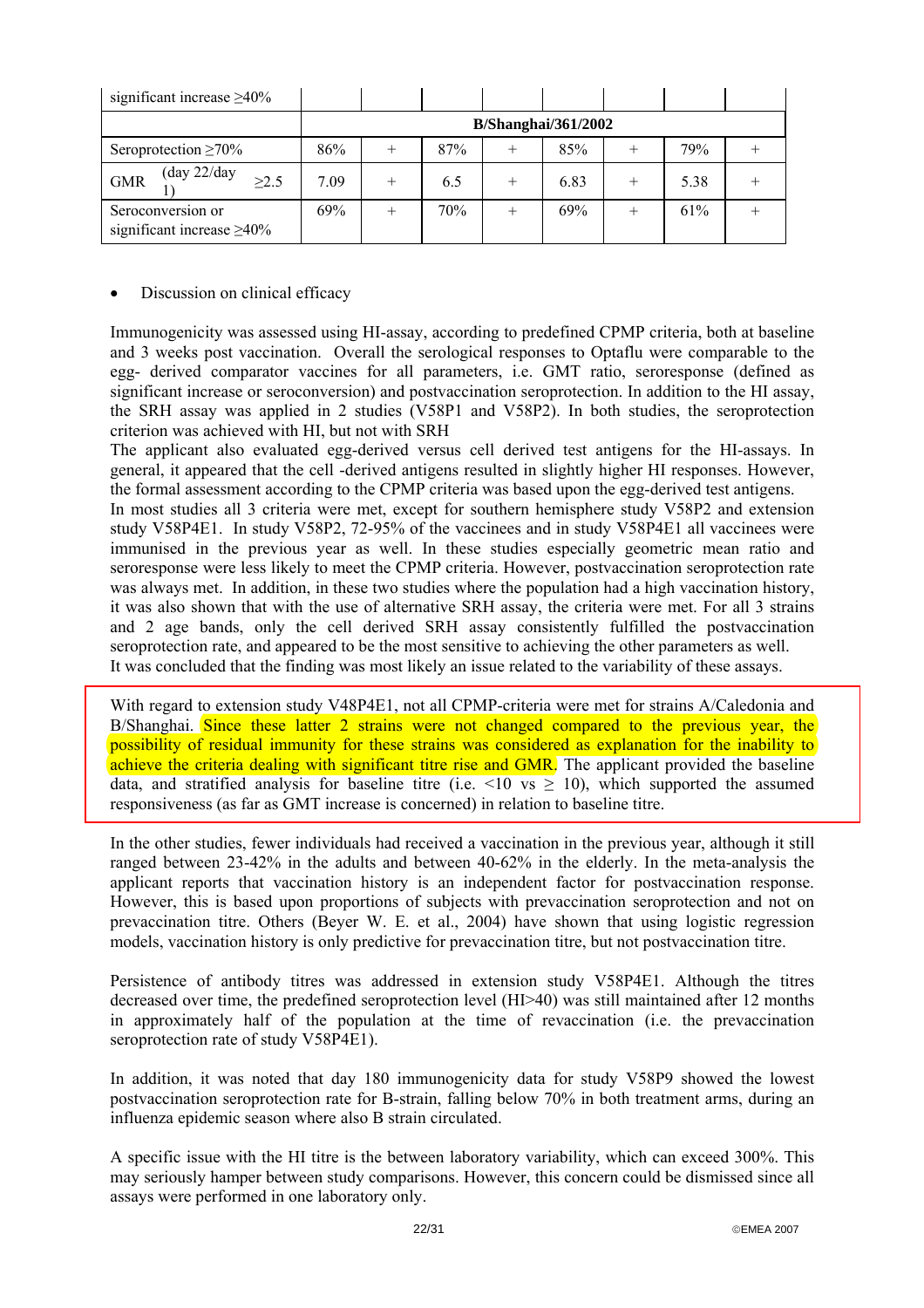| significant increase ≥40% | | | | | | | | |
|---|---|---|---|---|---|---|---|---|
| | B/Shanghai/361/2002 | | | | | | | |
| Seroprotection ≥70% | 86% | + | 87% | + | 85% | + | 79% | + |
| GMR (day 22/day 1) ≥2.5 | 7.09 | + | 6.5 | + | 6.83 | + | 5.38 | + |
| Seroconversion or significant increase ≥40% | 69% | + | 70% | + | 69% | + | 61% | + |

- Discussion on clinical efficacy

Immunogenicity was assessed using HI-assay, according to predefined CPMP criteria, both at baseline and 3 weeks post vaccination. Overall the serological responses to Optaflu were comparable to the egg- derived comparator vaccines for all parameters, i.e. GMT ratio, seroresponse (defined as significant increase or seroconversion) and postvaccination seroprotection. In addition to the HI assay, the SRH assay was applied in 2 studies (V58P1 and V58P2). In both studies, the seroprotection criterion was achieved with HI, but not with SRH

The applicant also evaluated egg-derived versus cell derived test antigens for the HI-assays. In general, it appeared that the cell -derived antigens resulted in slightly higher HI responses. However, the formal assessment according to the CPMP criteria was based upon the egg-derived test antigens.

In most studies all 3 criteria were met, except for southern hemisphere study V58P2 and extension study V58P4E1. In study V58P2, 72-95% of the vaccinees and in study V58P4E1 all vaccinees were immunised in the previous year as well. In these studies especially geometric mean ratio and seroresponse were less likely to meet the CPMP criteria. However, postvaccination seroprotection rate was always met. In addition, in these two studies where the population had a high vaccination history, it was also shown that with the use of alternative SRH assay, the criteria were met. For all 3 strains and 2 age bands, only the cell derived SRH assay consistently fulfilled the postvaccination seroprotection rate, and appeared to be the most sensitive to achieving the other parameters as well.

It was concluded that the finding was most likely an issue related to the variability of these assays.

With regard to extension study V48P4E1, not all CPMP-criteria were met for strains A/Caledonia and B/Shanghai. Since these latter 2 strains were not changed compared to the previous year, the possibility of residual immunity for these strains was considered as explanation for the inability to achieve the criteria dealing with significant titre rise and GMR. The applicant provided the baseline data, and stratified analysis for baseline titre (i.e. <10 vs ≥ 10), which supported the assumed responsiveness (as far as GMT increase is concerned) in relation to baseline titre.

In the other studies, fewer individuals had received a vaccination in the previous year, although it still ranged between 23-42% in the adults and between 40-62% in the elderly. In the meta-analysis the applicant reports that vaccination history is an independent factor for postvaccination response. However, this is based upon proportions of subjects with prevaccination seroprotection and not on prevaccination titre. Others (Beyer W. E. et al., 2004) have shown that using logistic regression models, vaccination history is only predictive for prevaccination titre, but not postvaccination titre.

Persistence of antibody titres was addressed in extension study V58P4E1. Although the titres decreased over time, the predefined seroprotection level (HI>40) was still maintained after 12 months in approximately half of the population at the time of revaccination (i.e. the prevaccination seroprotection rate of study V58P4E1).

In addition, it was noted that day 180 immunogenicity data for study V58P9 showed the lowest postvaccination seroprotection rate for B-strain, falling below 70% in both treatment arms, during an influenza epidemic season where also B strain circulated.

A specific issue with the HI titre is the between laboratory variability, which can exceed 300%. This may seriously hamper between study comparisons. However, this concern could be dismissed since all assays were performed in one laboratory only.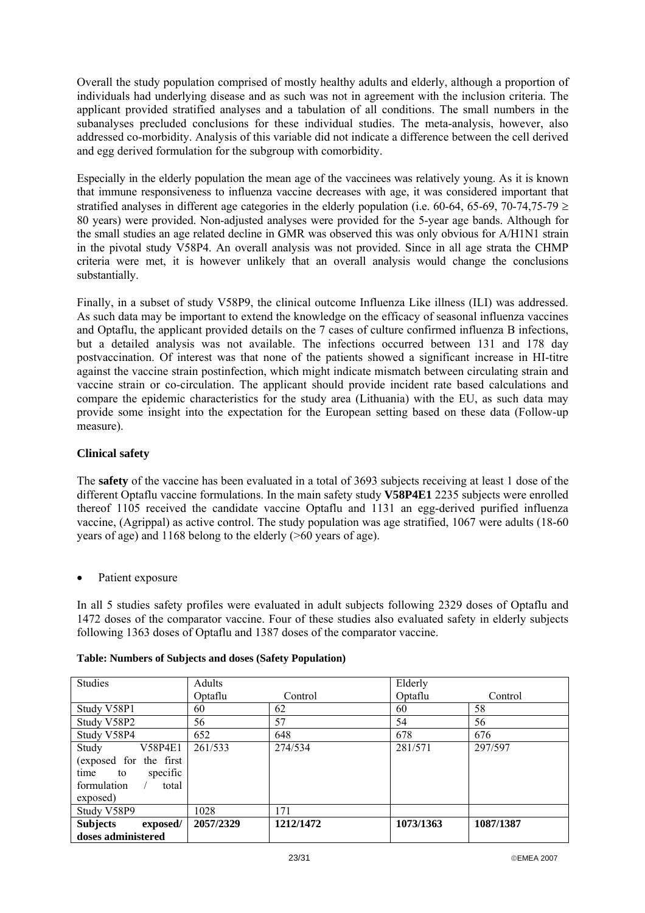Overall the study population comprised of mostly healthy adults and elderly, although a proportion of individuals had underlying disease and as such was not in agreement with the inclusion criteria. The applicant provided stratified analyses and a tabulation of all conditions. The small numbers in the subanalyses precluded conclusions for these individual studies. The meta-analysis, however, also addressed co-morbidity. Analysis of this variable did not indicate a difference between the cell derived and egg derived formulation for the subgroup with comorbidity.

Especially in the elderly population the mean age of the vaccinees was relatively young. As it is known that immune responsiveness to influenza vaccine decreases with age, it was considered important that stratified analyses in different age categories in the elderly population (i.e. 60-64, 65-69, 70-74,75-79 ≥ 80 years) were provided. Non-adjusted analyses were provided for the 5-year age bands. Although for the small studies an age related decline in GMR was observed this was only obvious for A/H1N1 strain in the pivotal study V58P4. An overall analysis was not provided. Since in all age strata the CHMP criteria were met, it is however unlikely that an overall analysis would change the conclusions substantially.

Finally, in a subset of study V58P9, the clinical outcome Influenza Like illness (ILI) was addressed. As such data may be important to extend the knowledge on the efficacy of seasonal influenza vaccines and Optaflu, the applicant provided details on the 7 cases of culture confirmed influenza B infections, but a detailed analysis was not available. The infections occurred between 131 and 178 day postvaccination. Of interest was that none of the patients showed a significant increase in HI-titre against the vaccine strain postinfection, which might indicate mismatch between circulating strain and vaccine strain or co-circulation. The applicant should provide incident rate based calculations and compare the epidemic characteristics for the study area (Lithuania) with the EU, as such data may provide some insight into the expectation for the European setting based on these data (Follow-up measure).

**Clinical safety**

The **safety** of the vaccine has been evaluated in a total of 3693 subjects receiving at least 1 dose of the different Optaflu vaccine formulations. In the main safety study **V58P4E1** 2235 subjects were enrolled thereof 1105 received the candidate vaccine Optaflu and 1131 an egg-derived purified influenza vaccine, (Agrippal) as active control. The study population was age stratified, 1067 were adults (18-60 years of age) and 1168 belong to the elderly (>60 years of age).

- Patient exposure

In all 5 studies safety profiles were evaluated in adult subjects following 2329 doses of Optaflu and 1472 doses of the comparator vaccine. Four of these studies also evaluated safety in elderly subjects following 1363 doses of Optaflu and 1387 doses of the comparator vaccine.

**Table: Numbers of Subjects and doses (Safety Population)**

| Studies | Adults | | Elderly | |
|---|---|---|---|---|
| | Optaflu | Control | Optaflu | Control |
| Study V58P1 | 60 | 62 | 60 | 58 |
| Study V58P2 | 56 | 57 | 54 | 56 |
| Study V58P4 | 652 | 648 | 678 | 676 |
| Study V58P4E1 (exposed for the first time to specific formulation / total exposed) | 261/533 | 274/534 | 281/571 | 297/597 |
| Study V58P9 | 1028 | 171 | | |
| **Subjects exposed/ doses administered** | **2057/2329** | **1212/1472** | **1073/1363** | **1087/1387** |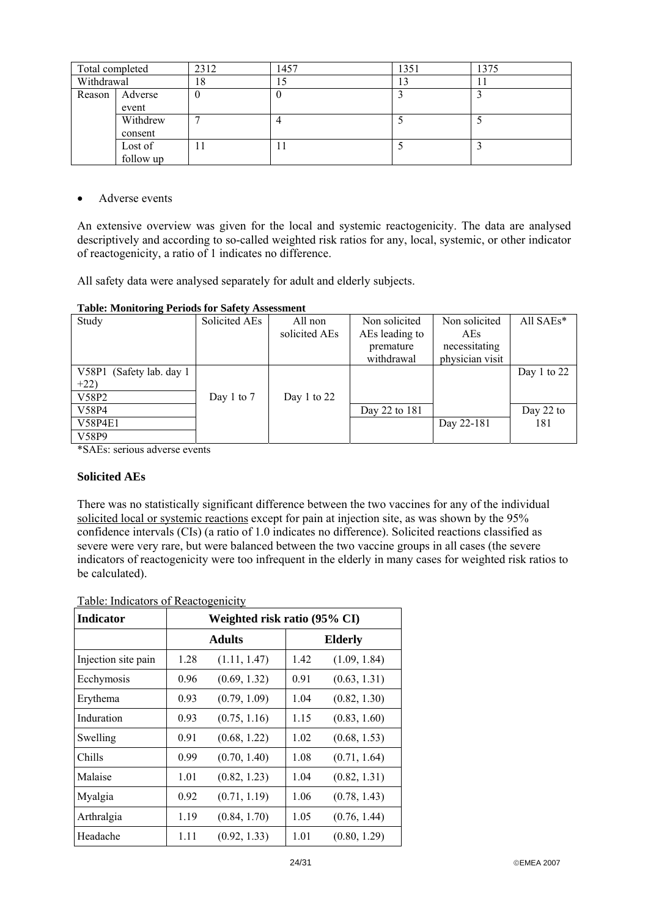| Total completed | | 2312 | 1457 | 1351 | 1375 |
|---|---|---|---|---|---|
| Withdrawal | | 18 | 15 | 13 | 11 |
| Reason | Adverse event | 0 | 0 | 3 | 3 |
| | Withdrew consent | 7 | 4 | 5 | 5 |
| | Lost of follow up | 11 | 11 | 5 | 3 |

- Adverse events

An extensive overview was given for the local and systemic reactogenicity. The data are analysed descriptively and according to so-called weighted risk ratios for any, local, systemic, or other indicator of reactogenicity, a ratio of 1 indicates no difference.

All safety data were analysed separately for adult and elderly subjects.

**Table: Monitoring Periods for Safety Assessment**

| Study | Solicited AEs | All non solicited AEs | Non solicited AEs leading to premature withdrawal | Non solicited AEs necessitating physician visit | All SAEs* |
|---|---|---|---|---|---|
| V58P1 (Safety lab. day 1 +22) | Day 1 to 7 | Day 1 to 22 | | | Day 1 to 22 |
| V58P2 | | | | | |
| V58P4 | | | Day 22 to 181 | | Day 22 to 181 |
| V58P4E1 | | | | Day 22-181 | |
| V58P9 | | | | | |

*SAEs: serious adverse events

**Solicited AEs**

There was no statistically significant difference between the two vaccines for any of the individual solicited local or systemic reactions except for pain at injection site, as was shown by the 95% confidence intervals (CIs) (a ratio of 1.0 indicates no difference). Solicited reactions classified as severe were very rare, but were balanced between the two vaccine groups in all cases (the severe indicators of reactogenicity were too infrequent in the elderly in many cases for weighted risk ratios to be calculated).

Table: Indicators of Reactogenicity

| Indicator | Weighted risk ratio (95% CI) | | | |
|---|---|---|---|---|
| | Adults | | Elderly | |
| Injection site pain | 1.28 | (1.11, 1.47) | 1.42 | (1.09, 1.84) |
| Ecchymosis | 0.96 | (0.69, 1.32) | 0.91 | (0.63, 1.31) |
| Erythema | 0.93 | (0.79, 1.09) | 1.04 | (0.82, 1.30) |
| Induration | 0.93 | (0.75, 1.16) | 1.15 | (0.83, 1.60) |
| Swelling | 0.91 | (0.68, 1.22) | 1.02 | (0.68, 1.53) |
| Chills | 0.99 | (0.70, 1.40) | 1.08 | (0.71, 1.64) |
| Malaise | 1.01 | (0.82, 1.23) | 1.04 | (0.82, 1.31) |
| Myalgia | 0.92 | (0.71, 1.19) | 1.06 | (0.78, 1.43) |
| Arthralgia | 1.19 | (0.84, 1.70) | 1.05 | (0.76, 1.44) |
| Headache | 1.11 | (0.92, 1.33) | 1.01 | (0.80, 1.29) |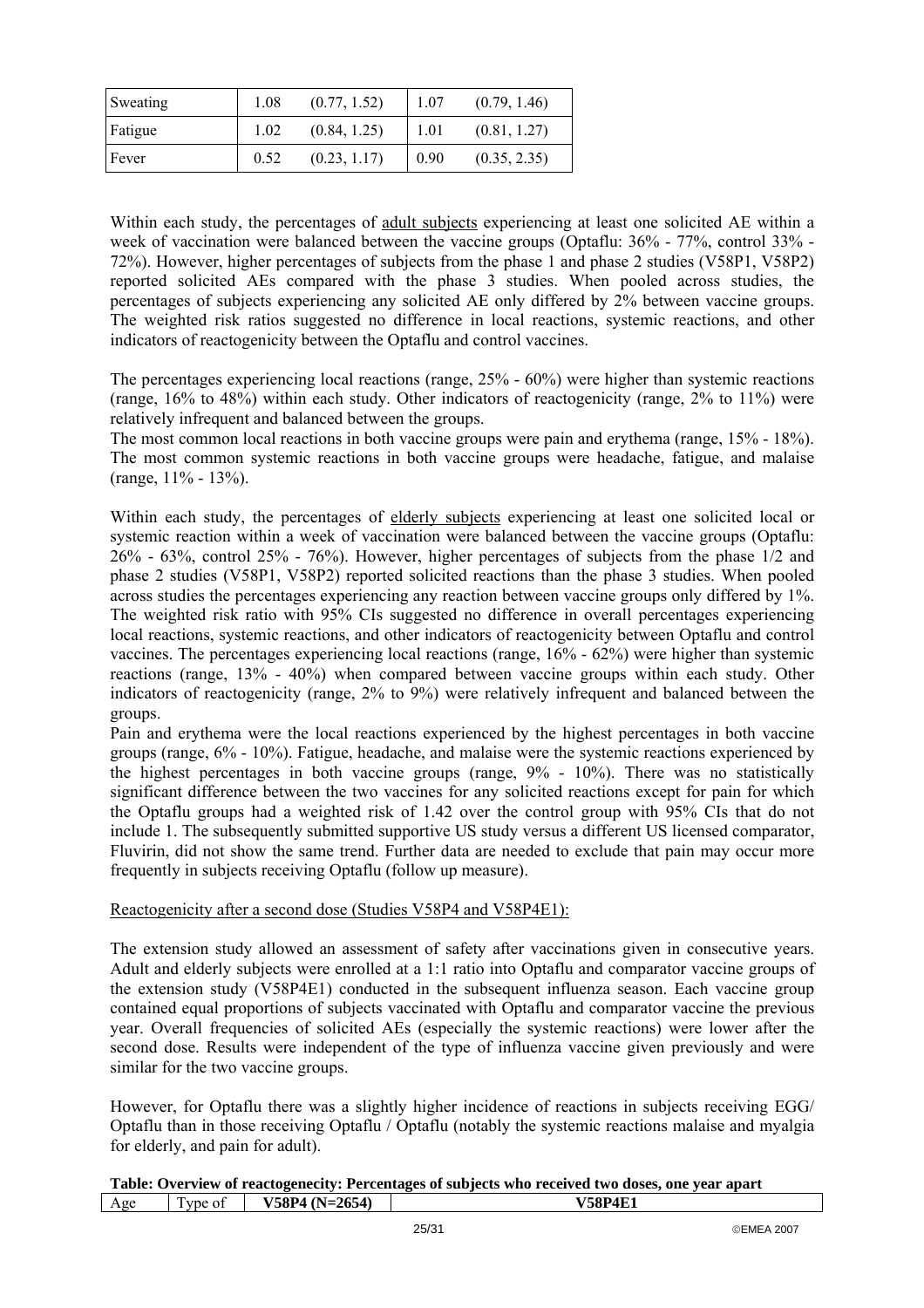| Sweating | 1.08 | (0.77, 1.52) | 1.07 | (0.79, 1.46) |
|---|---|---|---|---|
| Fatigue | 1.02 | (0.84, 1.25) | 1.01 | (0.81, 1.27) |
| Fever | 0.52 | (0.23, 1.17) | 0.90 | (0.35, 2.35) |

Within each study, the percentages of adult subjects experiencing at least one solicited AE within a week of vaccination were balanced between the vaccine groups (Optaflu: 36% - 77%, control 33% - 72%). However, higher percentages of subjects from the phase 1 and phase 2 studies (V58P1, V58P2) reported solicited AEs compared with the phase 3 studies. When pooled across studies, the percentages of subjects experiencing any solicited AE only differed by 2% between vaccine groups. The weighted risk ratios suggested no difference in local reactions, systemic reactions, and other indicators of reactogenicity between the Optaflu and control vaccines.

The percentages experiencing local reactions (range, 25% - 60%) were higher than systemic reactions (range, 16% to 48%) within each study. Other indicators of reactogenicity (range, 2% to 11%) were relatively infrequent and balanced between the groups.
The most common local reactions in both vaccine groups were pain and erythema (range, 15% - 18%). The most common systemic reactions in both vaccine groups were headache, fatigue, and malaise (range, 11% - 13%).

Within each study, the percentages of elderly subjects experiencing at least one solicited local or systemic reaction within a week of vaccination were balanced between the vaccine groups (Optaflu: 26% - 63%, control 25% - 76%). However, higher percentages of subjects from the phase 1/2 and phase 2 studies (V58P1, V58P2) reported solicited reactions than the phase 3 studies. When pooled across studies the percentages experiencing any reaction between vaccine groups only differed by 1%. The weighted risk ratio with 95% CIs suggested no difference in overall percentages experiencing local reactions, systemic reactions, and other indicators of reactogenicity between Optaflu and control vaccines. The percentages experiencing local reactions (range, 16% - 62%) were higher than systemic reactions (range, 13% - 40%) when compared between vaccine groups within each study. Other indicators of reactogenicity (range, 2% to 9%) were relatively infrequent and balanced between the groups.
Pain and erythema were the local reactions experienced by the highest percentages in both vaccine groups (range, 6% - 10%). Fatigue, headache, and malaise were the systemic reactions experienced by the highest percentages in both vaccine groups (range, 9% - 10%). There was no statistically significant difference between the two vaccines for any solicited reactions except for pain for which the Optaflu groups had a weighted risk of 1.42 over the control group with 95% CIs that do not include 1. The subsequently submitted supportive US study versus a different US licensed comparator, Fluvirin, did not show the same trend. Further data are needed to exclude that pain may occur more frequently in subjects receiving Optaflu (follow up measure).

Reactogenicity after a second dose (Studies V58P4 and V58P4E1):

The extension study allowed an assessment of safety after vaccinations given in consecutive years. Adult and elderly subjects were enrolled at a 1:1 ratio into Optaflu and comparator vaccine groups of the extension study (V58P4E1) conducted in the subsequent influenza season. Each vaccine group contained equal proportions of subjects vaccinated with Optaflu and comparator vaccine the previous year. Overall frequencies of solicited AEs (especially the systemic reactions) were lower after the second dose. Results were independent of the type of influenza vaccine given previously and were similar for the two vaccine groups.

However, for Optaflu there was a slightly higher incidence of reactions in subjects receiving EGG/ Optaflu than in those receiving Optaflu / Optaflu (notably the systemic reactions malaise and myalgia for elderly, and pain for adult).

**Table: Overview of reactogenecity: Percentages of subjects who received two doses, one year apart**

| Age | Type of | V58P4 (N=2654) | V58P4E1 |
|---|---|---|---|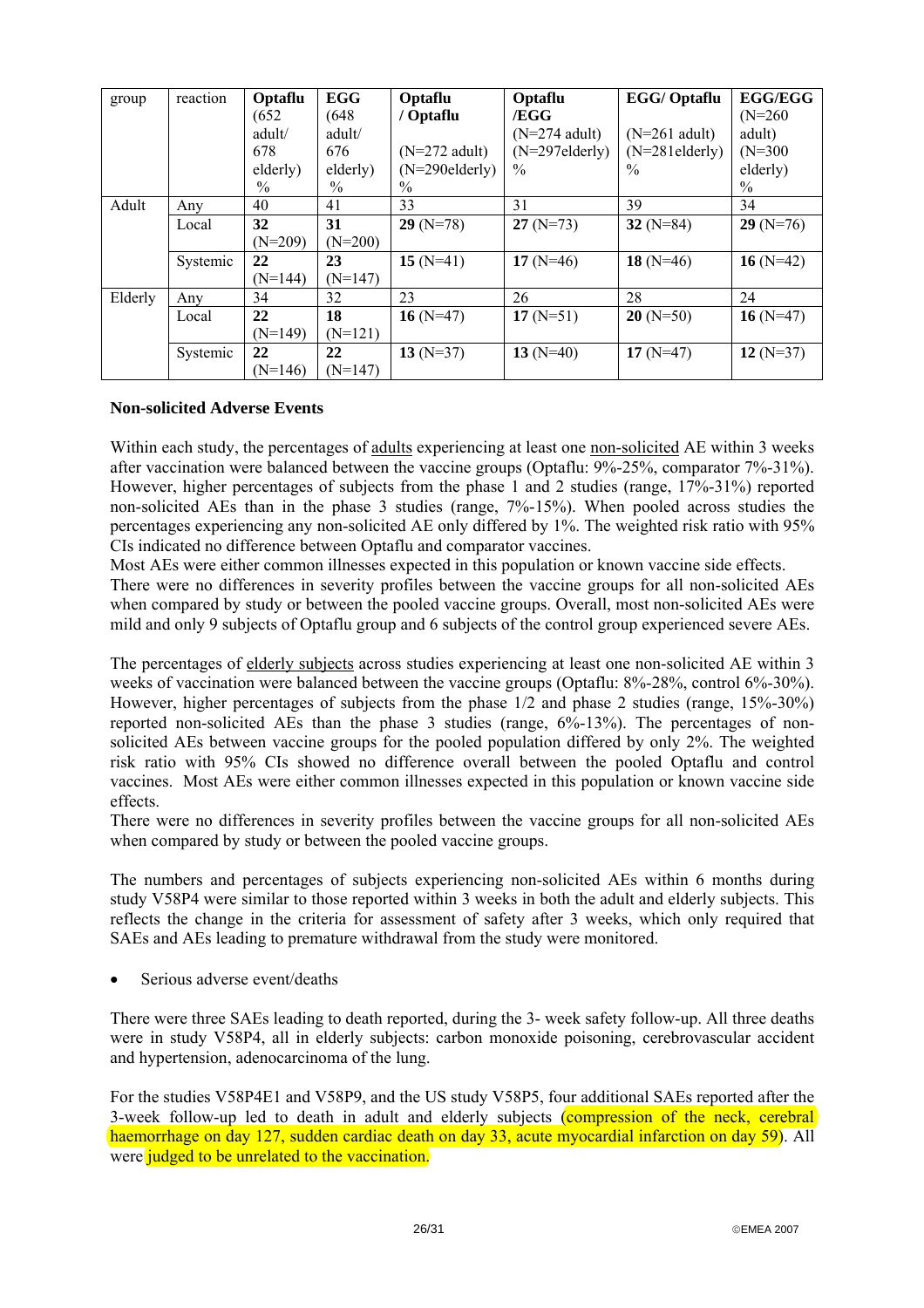| group | reaction | Optaflu (652 adult/ 678 elderly) % | EGG (648 adult/ 676 elderly) % | Optaflu / Optaflu (N=272 adult) (N=290elderly) % | Optaflu /EGG (N=274 adult) (N=297elderly) % | EGG/ Optaflu (N=261 adult) (N=281elderly) % | EGG/EGG (N=260 adult) (N=300 elderly) % |
|---|---|---|---|---|---|---|---|
| Adult | Any | 40 | 41 | 33 | 31 | 39 | 34 |
| | Local | **32** (N=209) | **31** (N=200) | **29** (N=78) | **27** (N=73) | **32** (N=84) | **29** (N=76) |
| | Systemic | **22** (N=144) | **23** (N=147) | **15** (N=41) | **17** (N=46) | **18** (N=46) | **16** (N=42) |
| Elderly | Any | 34 | 32 | 23 | 26 | 28 | 24 |
| | Local | **22** (N=149) | **18** (N=121) | **16** (N=47) | **17** (N=51) | **20** (N=50) | **16** (N=47) |
| | Systemic | **22** (N=146) | **22** (N=147) | **13** (N=37) | **13** (N=40) | **17** (N=47) | **12** (N=37) |

**Non-solicited Adverse Events**

Within each study, the percentages of adults experiencing at least one non-solicited AE within 3 weeks after vaccination were balanced between the vaccine groups (Optaflu: 9%-25%, comparator 7%-31%). However, higher percentages of subjects from the phase 1 and 2 studies (range, 17%-31%) reported non-solicited AEs than in the phase 3 studies (range, 7%-15%). When pooled across studies the percentages experiencing any non-solicited AE only differed by 1%. The weighted risk ratio with 95% CIs indicated no difference between Optaflu and comparator vaccines.
Most AEs were either common illnesses expected in this population or known vaccine side effects.
There were no differences in severity profiles between the vaccine groups for all non-solicited AEs when compared by study or between the pooled vaccine groups. Overall, most non-solicited AEs were mild and only 9 subjects of Optaflu group and 6 subjects of the control group experienced severe AEs.

The percentages of elderly subjects across studies experiencing at least one non-solicited AE within 3 weeks of vaccination were balanced between the vaccine groups (Optaflu: 8%-28%, control 6%-30%). However, higher percentages of subjects from the phase 1/2 and phase 2 studies (range, 15%-30%) reported non-solicited AEs than the phase 3 studies (range, 6%-13%). The percentages of non-solicited AEs between vaccine groups for the pooled population differed by only 2%. The weighted risk ratio with 95% CIs showed no difference overall between the pooled Optaflu and control vaccines. Most AEs were either common illnesses expected in this population or known vaccine side effects.
There were no differences in severity profiles between the vaccine groups for all non-solicited AEs when compared by study or between the pooled vaccine groups.

The numbers and percentages of subjects experiencing non-solicited AEs within 6 months during study V58P4 were similar to those reported within 3 weeks in both the adult and elderly subjects. This reflects the change in the criteria for assessment of safety after 3 weeks, which only required that SAEs and AEs leading to premature withdrawal from the study were monitored.

- Serious adverse event/deaths

There were three SAEs leading to death reported, during the 3- week safety follow-up. All three deaths were in study V58P4, all in elderly subjects: carbon monoxide poisoning, cerebrovascular accident and hypertension, adenocarcinoma of the lung.

For the studies V58P4E1 and V58P9, and the US study V58P5, four additional SAEs reported after the 3-week follow-up led to death in adult and elderly subjects (compression of the neck, cerebral haemorrhage on day 127, sudden cardiac death on day 33, acute myocardial infarction on day 59). All were judged to be unrelated to the vaccination.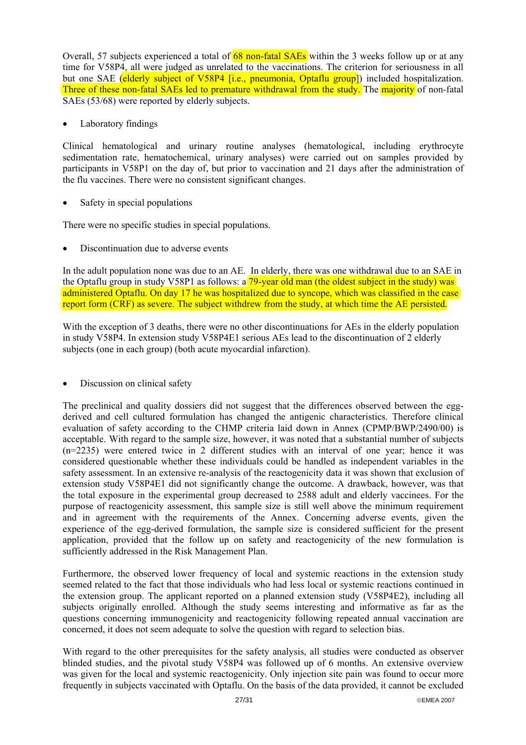Overall, 57 subjects experienced a total of 68 non-fatal SAEs within the 3 weeks follow up or at any time for V58P4, all were judged as unrelated to the vaccinations. The criterion for seriousness in all but one SAE (elderly subject of V58P4 [i.e., pneumonia, Optaflu group]) included hospitalization. Three of these non-fatal SAEs led to premature withdrawal from the study. The majority of non-fatal SAEs (53/68) were reported by elderly subjects.

- Laboratory findings

Clinical hematological and urinary routine analyses (hematological, including erythrocyte sedimentation rate, hematochemical, urinary analyses) were carried out on samples provided by participants in V58P1 on the day of, but prior to vaccination and 21 days after the administration of the flu vaccines. There were no consistent significant changes.

- Safety in special populations

There were no specific studies in special populations.

- Discontinuation due to adverse events

In the adult population none was due to an AE. In elderly, there was one withdrawal due to an SAE in the Optaflu group in study V58P1 as follows: a 79-year old man (the oldest subject in the study) was administered Optaflu. On day 17 he was hospitalized due to syncope, which was classified in the case report form (CRF) as severe. The subject withdrew from the study, at which time the AE persisted.

With the exception of 3 deaths, there were no other discontinuations for AEs in the elderly population in study V58P4. In extension study V58P4E1 serious AEs lead to the discontinuation of 2 elderly subjects (one in each group) (both acute myocardial infarction).

- Discussion on clinical safety

The preclinical and quality dossiers did not suggest that the differences observed between the egg-derived and cell cultured formulation has changed the antigenic characteristics. Therefore clinical evaluation of safety according to the CHMP criteria laid down in Annex (CPMP/BWP/2490/00) is acceptable. With regard to the sample size, however, it was noted that a substantial number of subjects (n=2235) were entered twice in 2 different studies with an interval of one year; hence it was considered questionable whether these individuals could be handled as independent variables in the safety assessment. In an extensive re-analysis of the reactogenicity data it was shown that exclusion of extension study V58P4E1 did not significantly change the outcome. A drawback, however, was that the total exposure in the experimental group decreased to 2588 adult and elderly vaccinees. For the purpose of reactogenicity assessment, this sample size is still well above the minimum requirement and in agreement with the requirements of the Annex. Concerning adverse events, given the experience of the egg-derived formulation, the sample size is considered sufficient for the present application, provided that the follow up on safety and reactogenicity of the new formulation is sufficiently addressed in the Risk Management Plan.

Furthermore, the observed lower frequency of local and systemic reactions in the extension study seemed related to the fact that those individuals who had less local or systemic reactions continued in the extension group. The applicant reported on a planned extension study (V58P4E2), including all subjects originally enrolled. Although the study seems interesting and informative as far as the questions concerning immunogenicity and reactogenicity following repeated annual vaccination are concerned, it does not seem adequate to solve the question with regard to selection bias.

With regard to the other prerequisites for the safety analysis, all studies were conducted as observer blinded studies, and the pivotal study V58P4 was followed up of 6 months. An extensive overview was given for the local and systemic reactogenicity. Only injection site pain was found to occur more frequently in subjects vaccinated with Optaflu. On the basis of the data provided, it cannot be excluded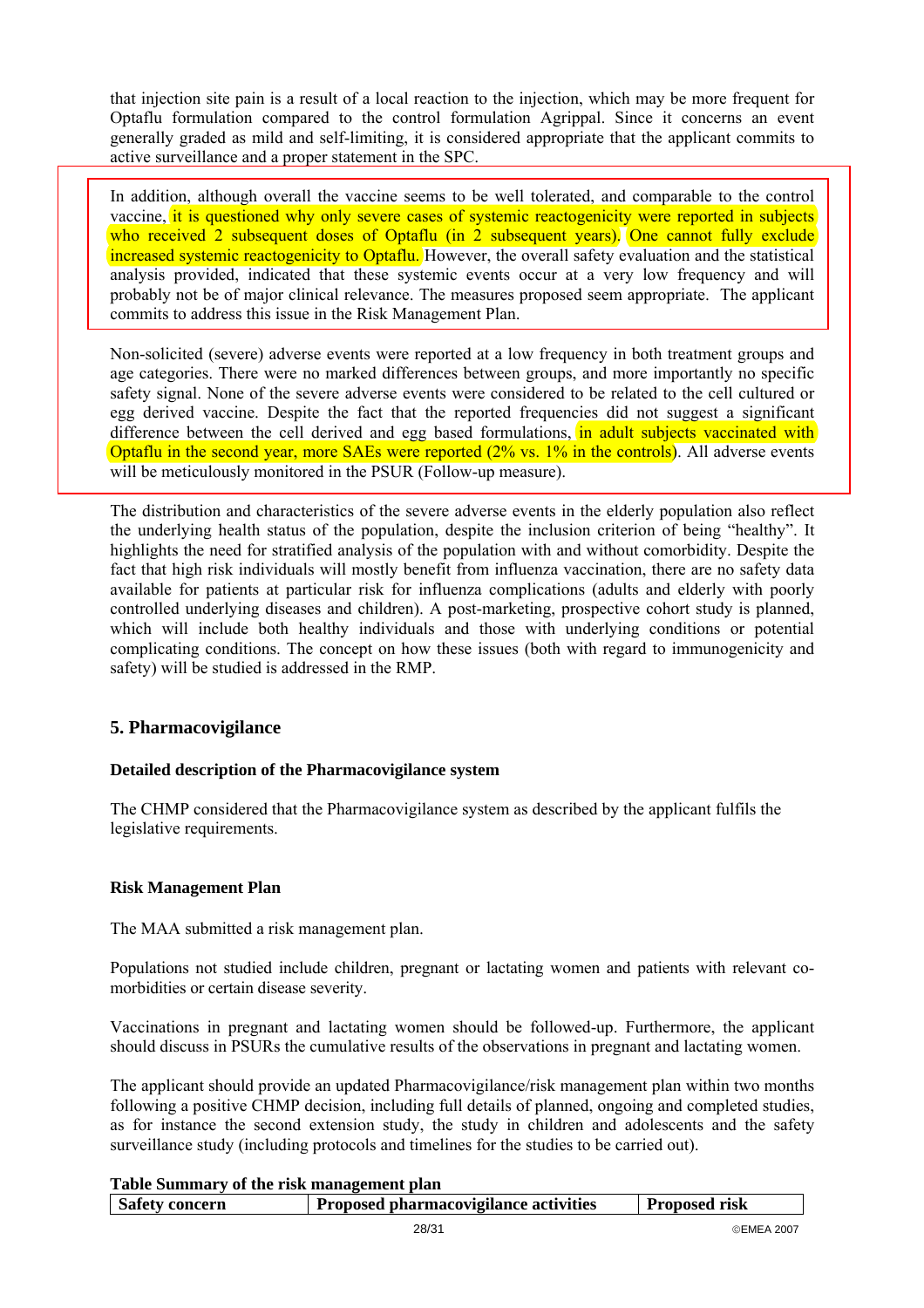that injection site pain is a result of a local reaction to the injection, which may be more frequent for Optaflu formulation compared to the control formulation Agrippal. Since it concerns an event generally graded as mild and self-limiting, it is considered appropriate that the applicant commits to active surveillance and a proper statement in the SPC.

In addition, although overall the vaccine seems to be well tolerated, and comparable to the control vaccine, it is questioned why only severe cases of systemic reactogenicity were reported in subjects who received 2 subsequent doses of Optaflu (in 2 subsequent years). One cannot fully exclude increased systemic reactogenicity to Optaflu. However, the overall safety evaluation and the statistical analysis provided, indicated that these systemic events occur at a very low frequency and will probably not be of major clinical relevance. The measures proposed seem appropriate. The applicant commits to address this issue in the Risk Management Plan.

Non-solicited (severe) adverse events were reported at a low frequency in both treatment groups and age categories. There were no marked differences between groups, and more importantly no specific safety signal. None of the severe adverse events were considered to be related to the cell cultured or egg derived vaccine. Despite the fact that the reported frequencies did not suggest a significant difference between the cell derived and egg based formulations, in adult subjects vaccinated with Optaflu in the second year, more SAEs were reported (2% vs. 1% in the controls). All adverse events will be meticulously monitored in the PSUR (Follow-up measure).

The distribution and characteristics of the severe adverse events in the elderly population also reflect the underlying health status of the population, despite the inclusion criterion of being "healthy". It highlights the need for stratified analysis of the population with and without comorbidity. Despite the fact that high risk individuals will mostly benefit from influenza vaccination, there are no safety data available for patients at particular risk for influenza complications (adults and elderly with poorly controlled underlying diseases and children). A post-marketing, prospective cohort study is planned, which will include both healthy individuals and those with underlying conditions or potential complicating conditions. The concept on how these issues (both with regard to immunogenicity and safety) will be studied is addressed in the RMP.

## 5. Pharmacovigilance

**Detailed description of the Pharmacovigilance system**

The CHMP considered that the Pharmacovigilance system as described by the applicant fulfils the legislative requirements.

**Risk Management Plan**

The MAA submitted a risk management plan.

Populations not studied include children, pregnant or lactating women and patients with relevant co-morbidities or certain disease severity.

Vaccinations in pregnant and lactating women should be followed-up. Furthermore, the applicant should discuss in PSURs the cumulative results of the observations in pregnant and lactating women.

The applicant should provide an updated Pharmacovigilance/risk management plan within two months following a positive CHMP decision, including full details of planned, ongoing and completed studies, as for instance the second extension study, the study in children and adolescents and the safety surveillance study (including protocols and timelines for the studies to be carried out).

**Table Summary of the risk management plan**

| Safety concern | Proposed pharmacovigilance activities | Proposed risk |
|---|---|---|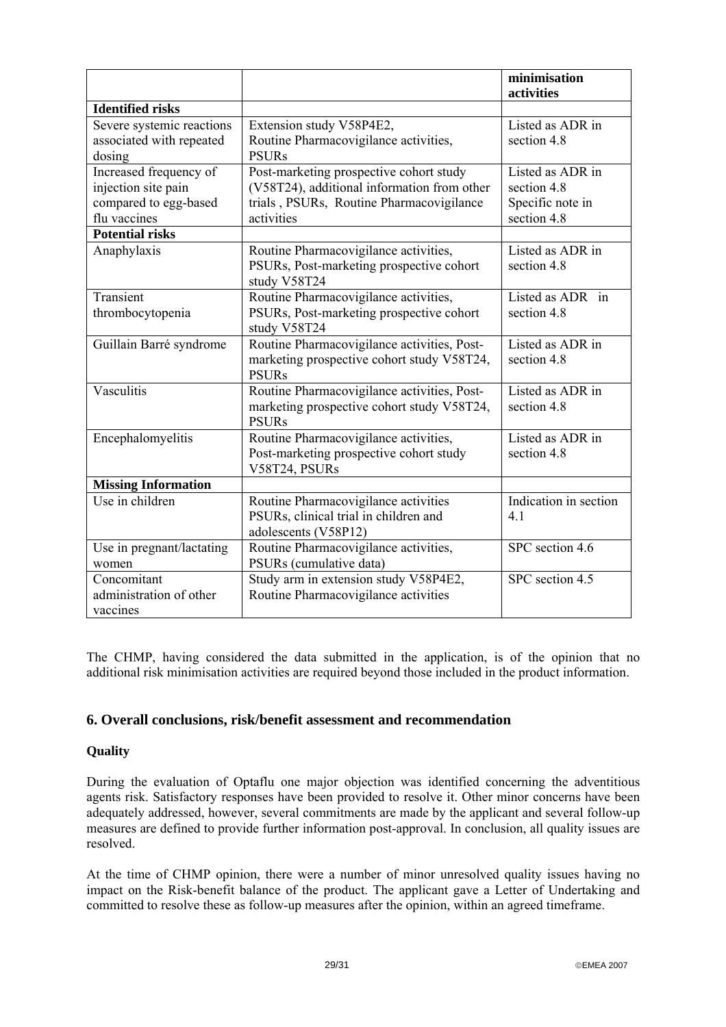| | | minimisation activities |
|---|---|---|
| **Identified risks** | | |
| Severe systemic reactions associated with repeated dosing | Extension study V58P4E2, Routine Pharmacovigilance activities, PSURs | Listed as ADR in section 4.8 |
| Increased frequency of injection site pain compared to egg-based flu vaccines | Post-marketing prospective cohort study (V58T24), additional information from other trials , PSURs, Routine Pharmacovigilance activities | Listed as ADR in section 4.8 Specific note in section 4.8 |
| **Potential risks** | | |
| Anaphylaxis | Routine Pharmacovigilance activities, PSURs, Post-marketing prospective cohort study V58T24 | Listed as ADR in section 4.8 |
| Transient thrombocytopenia | Routine Pharmacovigilance activities, PSURs, Post-marketing prospective cohort study V58T24 | Listed as ADR in section 4.8 |
| Guillain Barré syndrome | Routine Pharmacovigilance activities, Post-marketing prospective cohort study V58T24, PSURs | Listed as ADR in section 4.8 |
| Vasculitis | Routine Pharmacovigilance activities, Post-marketing prospective cohort study V58T24, PSURs | Listed as ADR in section 4.8 |
| Encephalomyelitis | Routine Pharmacovigilance activities, Post-marketing prospective cohort study V58T24, PSURs | Listed as ADR in section 4.8 |
| **Missing Information** | | |
| Use in children | Routine Pharmacovigilance activities PSURs, clinical trial in children and adolescents (V58P12) | Indication in section 4.1 |
| Use in pregnant/lactating women | Routine Pharmacovigilance activities, PSURs (cumulative data) | SPC section 4.6 |
| Concomitant administration of other vaccines | Study arm in extension study V58P4E2, Routine Pharmacovigilance activities | SPC section 4.5 |

The CHMP, having considered the data submitted in the application, is of the opinion that no additional risk minimisation activities are required beyond those included in the product information.

## 6. Overall conclusions, risk/benefit assessment and recommendation

**Quality**

During the evaluation of Optaflu one major objection was identified concerning the adventitious agents risk. Satisfactory responses have been provided to resolve it. Other minor concerns have been adequately addressed, however, several commitments are made by the applicant and several follow-up measures are defined to provide further information post-approval. In conclusion, all quality issues are resolved.

At the time of CHMP opinion, there were a number of minor unresolved quality issues having no impact on the Risk-benefit balance of the product. The applicant gave a Letter of Undertaking and committed to resolve these as follow-up measures after the opinion, within an agreed timeframe.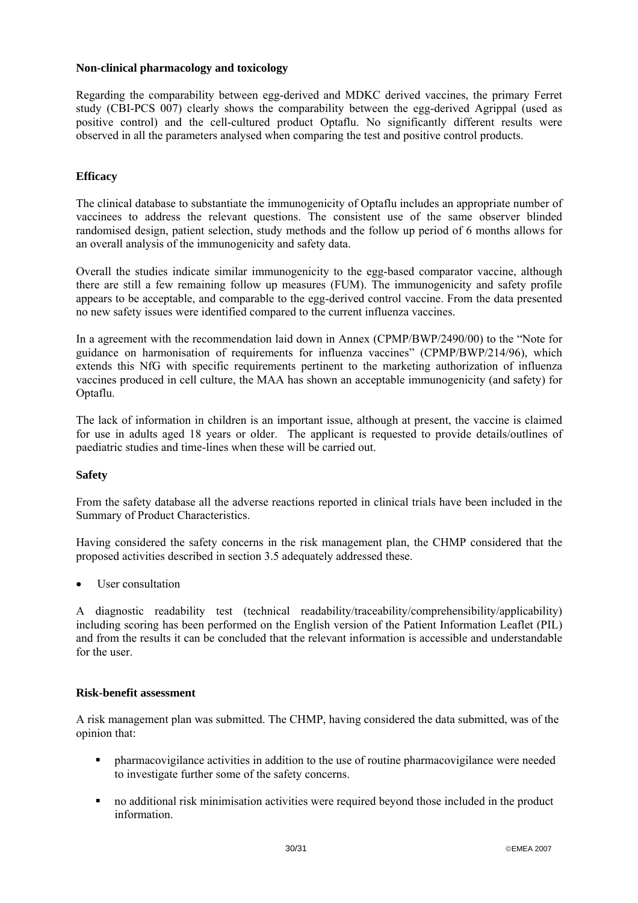**Non-clinical pharmacology and toxicology**

Regarding the comparability between egg-derived and MDKC derived vaccines, the primary Ferret study (CBI-PCS 007) clearly shows the comparability between the egg-derived Agrippal (used as positive control) and the cell-cultured product Optaflu. No significantly different results were observed in all the parameters analysed when comparing the test and positive control products.

**Efficacy**

The clinical database to substantiate the immunogenicity of Optaflu includes an appropriate number of vaccinees to address the relevant questions. The consistent use of the same observer blinded randomised design, patient selection, study methods and the follow up period of 6 months allows for an overall analysis of the immunogenicity and safety data.

Overall the studies indicate similar immunogenicity to the egg-based comparator vaccine, although there are still a few remaining follow up measures (FUM). The immunogenicity and safety profile appears to be acceptable, and comparable to the egg-derived control vaccine. From the data presented no new safety issues were identified compared to the current influenza vaccines.

In a agreement with the recommendation laid down in Annex (CPMP/BWP/2490/00) to the "Note for guidance on harmonisation of requirements for influenza vaccines" (CPMP/BWP/214/96), which extends this NfG with specific requirements pertinent to the marketing authorization of influenza vaccines produced in cell culture, the MAA has shown an acceptable immunogenicity (and safety) for Optaflu.

The lack of information in children is an important issue, although at present, the vaccine is claimed for use in adults aged 18 years or older. The applicant is requested to provide details/outlines of paediatric studies and time-lines when these will be carried out.

**Safety**

From the safety database all the adverse reactions reported in clinical trials have been included in the Summary of Product Characteristics.

Having considered the safety concerns in the risk management plan, the CHMP considered that the proposed activities described in section 3.5 adequately addressed these.

- User consultation

A diagnostic readability test (technical readability/traceability/comprehensibility/applicability) including scoring has been performed on the English version of the Patient Information Leaflet (PIL) and from the results it can be concluded that the relevant information is accessible and understandable for the user.

**Risk-benefit assessment**

A risk management plan was submitted. The CHMP, having considered the data submitted, was of the opinion that:

- pharmacovigilance activities in addition to the use of routine pharmacovigilance were needed to investigate further some of the safety concerns.
- no additional risk minimisation activities were required beyond those included in the product information.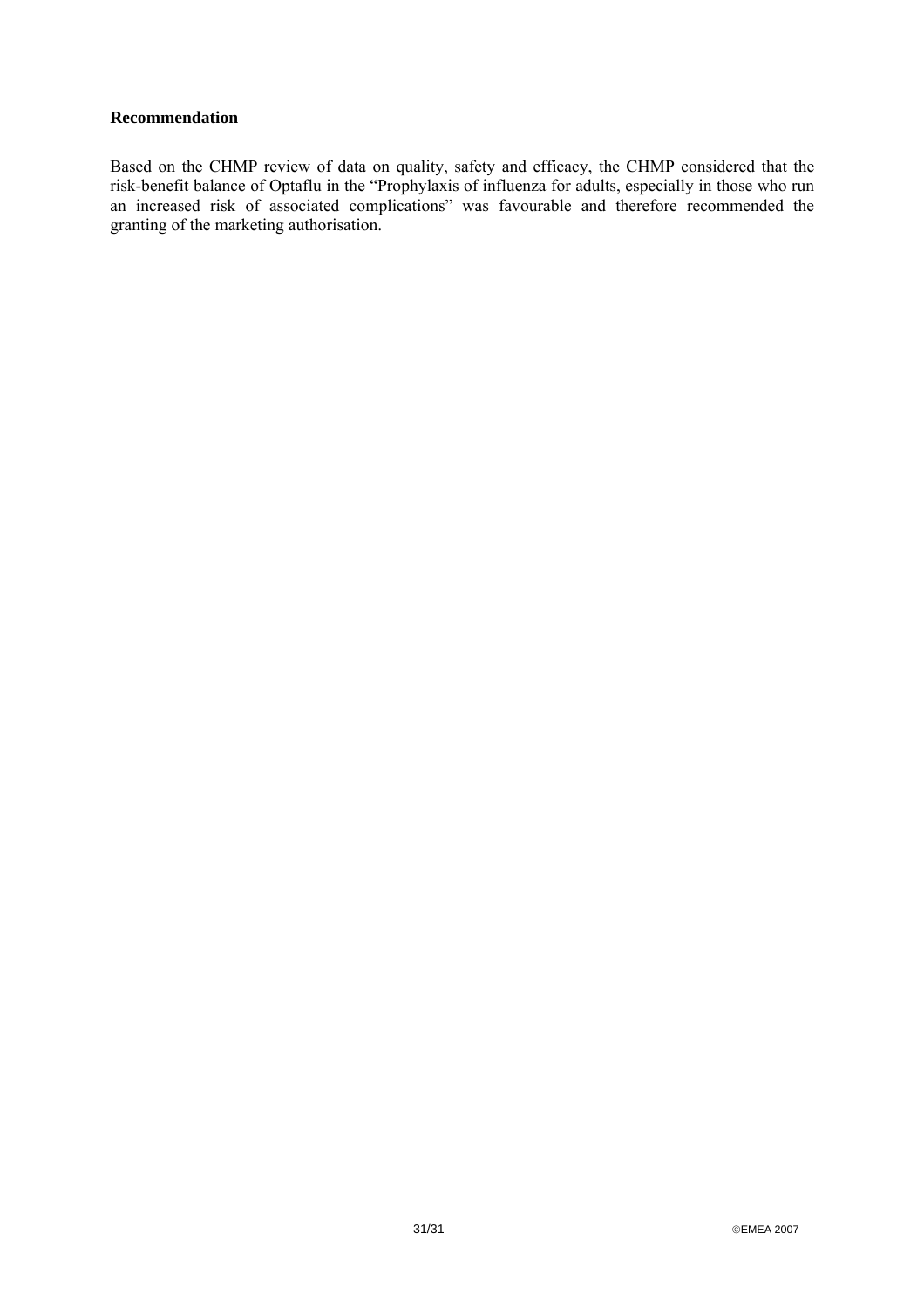**Recommendation**

Based on the CHMP review of data on quality, safety and efficacy, the CHMP considered that the risk-benefit balance of Optaflu in the "Prophylaxis of influenza for adults, especially in those who run an increased risk of associated complications" was favourable and therefore recommended the granting of the marketing authorisation.